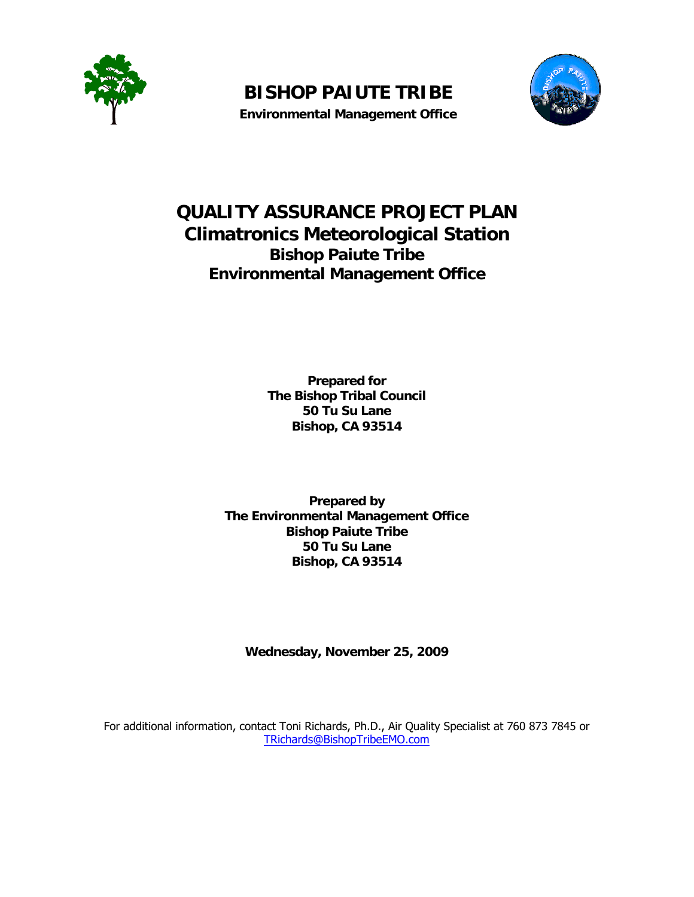# BISHOP PAIUTE TRIBE

**Environmental Management Office**

# QUALITY ASSURANCE PROJECT PLAN
## Climatronics Meteorological Station
### Bishop Paiute Tribe
### Environmental Management Office

**Prepared for**
**The Bishop Tribal Council**
**50 Tu Su Lane**
**Bishop, CA 93514**

**Prepared by**
**The Environmental Management Office**
**Bishop Paiute Tribe**
**50 Tu Su Lane**
**Bishop, CA 93514**

**Wednesday, November 25, 2009**

For additional information, contact Toni Richards, Ph.D., Air Quality Specialist at 760 873 7845 or TRichards@BishopTribeEMO.com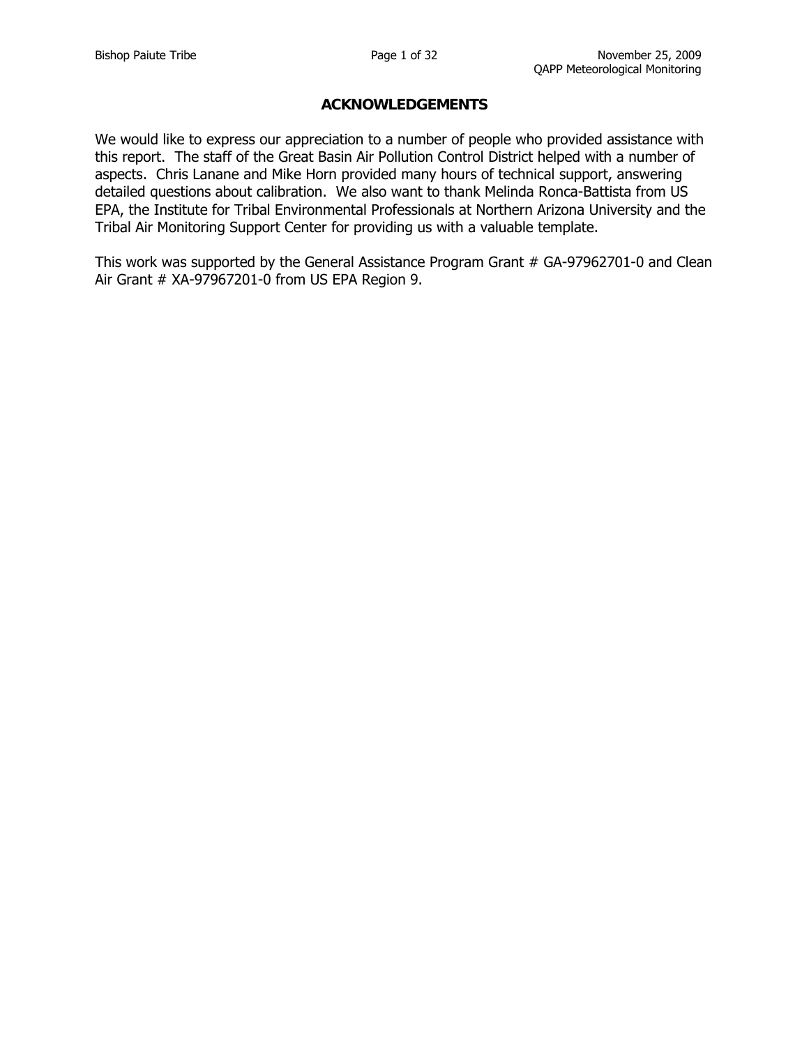## ACKNOWLEDGEMENTS

We would like to express our appreciation to a number of people who provided assistance with this report. The staff of the Great Basin Air Pollution Control District helped with a number of aspects. Chris Lanane and Mike Horn provided many hours of technical support, answering detailed questions about calibration. We also want to thank Melinda Ronca-Battista from US EPA, the Institute for Tribal Environmental Professionals at Northern Arizona University and the Tribal Air Monitoring Support Center for providing us with a valuable template.

This work was supported by the General Assistance Program Grant # GA-97962701-0 and Clean Air Grant # XA-97967201-0 from US EPA Region 9.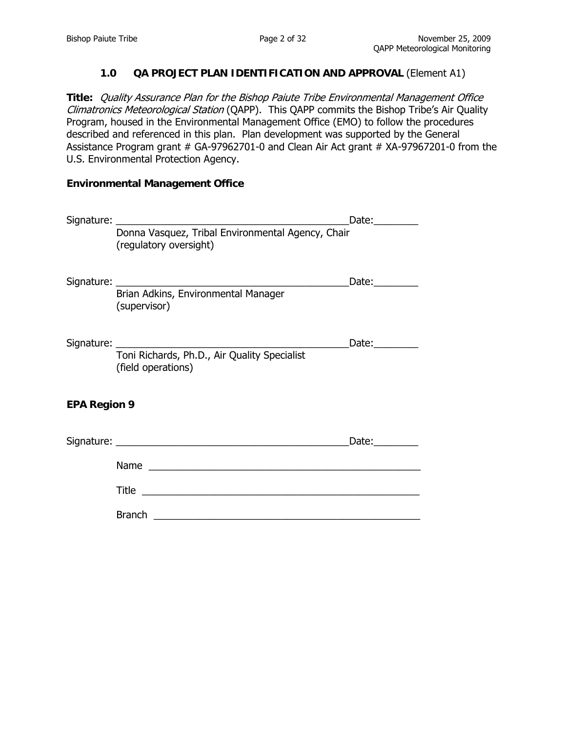## 1.0 QA PROJECT PLAN IDENTIFICATION AND APPROVAL (Element A1)

**Title:** *Quality Assurance Plan for the Bishop Paiute Tribe Environmental Management Office Climatronics Meteorological Station* (QAPP). This QAPP commits the Bishop Tribe's Air Quality Program, housed in the Environmental Management Office (EMO) to follow the procedures described and referenced in this plan. Plan development was supported by the General Assistance Program grant # GA-97962701-0 and Clean Air Act grant # XA-97967201-0 from the U.S. Environmental Protection Agency.

**Environmental Management Office**

Signature: ___________________________________________Date:________

Donna Vasquez, Tribal Environmental Agency, Chair
(regulatory oversight)

Signature: ___________________________________________Date:________

Brian Adkins, Environmental Manager
(supervisor)

Signature: ___________________________________________Date:________

Toni Richards, Ph.D., Air Quality Specialist
(field operations)

**EPA Region 9**

Signature: ___________________________________________Date:________

Name ________________________________________________

Title ________________________________________________

Branch ______________________________________________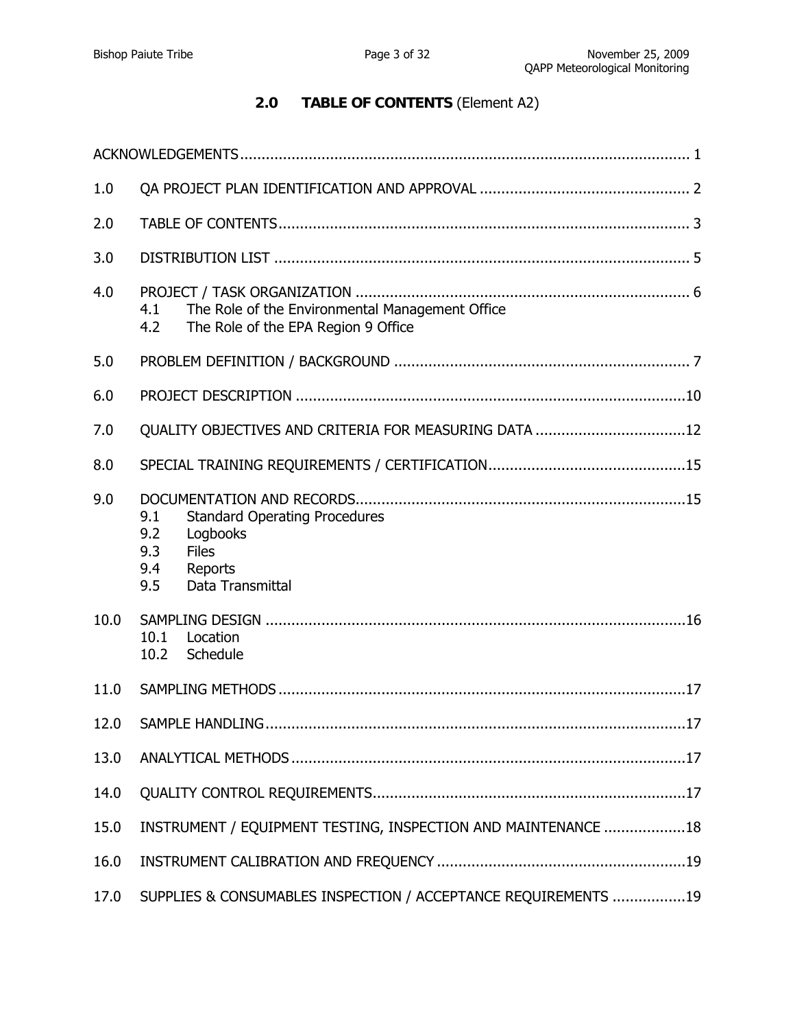## 2.0 TABLE OF CONTENTS (Element A2)

ACKNOWLEDGEMENTS ........................................................................................................ 1

1.0 QA PROJECT PLAN IDENTIFICATION AND APPROVAL ................................................ 2

2.0 TABLE OF CONTENTS ................................................................................................ 3

3.0 DISTRIBUTION LIST ................................................................................................... 5

4.0 PROJECT / TASK ORGANIZATION ............................................................................. 6
- 4.1 The Role of the Environmental Management Office
- 4.2 The Role of the EPA Region 9 Office

5.0 PROBLEM DEFINITION / BACKGROUND ..................................................................... 7

6.0 PROJECT DESCRIPTION ............................................................................................ 10

7.0 QUALITY OBJECTIVES AND CRITERIA FOR MEASURING DATA ..................................... 12

8.0 SPECIAL TRAINING REQUIREMENTS / CERTIFICATION ............................................... 15

9.0 DOCUMENTATION AND RECORDS .............................................................................. 15
- 9.1 Standard Operating Procedures
- 9.2 Logbooks
- 9.3 Files
- 9.4 Reports
- 9.5 Data Transmittal

10.0 SAMPLING DESIGN .................................................................................................. 16
- 10.1 Location
- 10.2 Schedule

11.0 SAMPLING METHODS ............................................................................................... 17

12.0 SAMPLE HANDLING ................................................................................................. 17

13.0 ANALYTICAL METHODS ............................................................................................ 17

14.0 QUALITY CONTROL REQUIREMENTS .......................................................................... 17

15.0 INSTRUMENT / EQUIPMENT TESTING, INSPECTION AND MAINTENANCE ..................... 18

16.0 INSTRUMENT CALIBRATION AND FREQUENCY ............................................................ 19

17.0 SUPPLIES & CONSUMABLES INSPECTION / ACCEPTANCE REQUIREMENTS .................. 19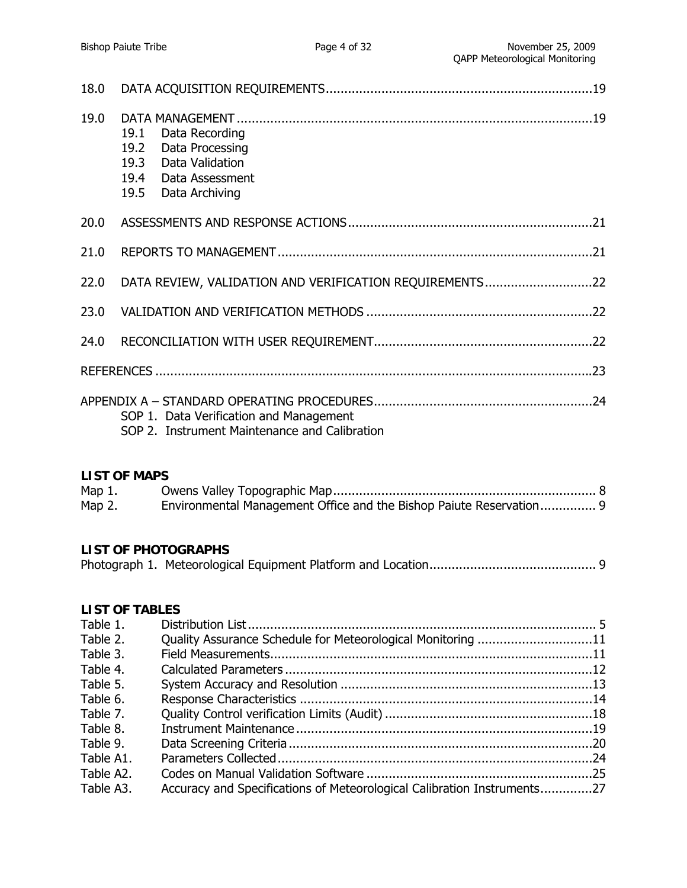18.0 DATA ACQUISITION REQUIREMENTS........................................................................19

19.0 DATA MANAGEMENT................................................................................................19
- 19.1 Data Recording
- 19.2 Data Processing
- 19.3 Data Validation
- 19.4 Data Assessment
- 19.5 Data Archiving

20.0 ASSESSMENTS AND RESPONSE ACTIONS..................................................................21

21.0 REPORTS TO MANAGEMENT.....................................................................................21

22.0 DATA REVIEW, VALIDATION AND VERIFICATION REQUIREMENTS.............................22

23.0 VALIDATION AND VERIFICATION METHODS .............................................................22

24.0 RECONCILIATION WITH USER REQUIREMENT...........................................................22

REFERENCES .....................................................................................................................23

APPENDIX A – STANDARD OPERATING PROCEDURES...........................................................24
- SOP 1. Data Verification and Management
- SOP 2. Instrument Maintenance and Calibration

**LIST OF MAPS**

| | | |
|---|---|---|
| Map 1. | Owens Valley Topographic Map | 8 |
| Map 2. | Environmental Management Office and the Bishop Paiute Reservation | 9 |

**LIST OF PHOTOGRAPHS**

Photograph 1. Meteorological Equipment Platform and Location............................................ 9

**LIST OF TABLES**

| | | |
|---|---|---|
| Table 1. | Distribution List | 5 |
| Table 2. | Quality Assurance Schedule for Meteorological Monitoring | 11 |
| Table 3. | Field Measurements | 11 |
| Table 4. | Calculated Parameters | 12 |
| Table 5. | System Accuracy and Resolution | 13 |
| Table 6. | Response Characteristics | 14 |
| Table 7. | Quality Control verification Limits (Audit) | 18 |
| Table 8. | Instrument Maintenance | 19 |
| Table 9. | Data Screening Criteria | 20 |
| Table A1. | Parameters Collected | 24 |
| Table A2. | Codes on Manual Validation Software | 25 |
| Table A3. | Accuracy and Specifications of Meteorological Calibration Instruments | 27 |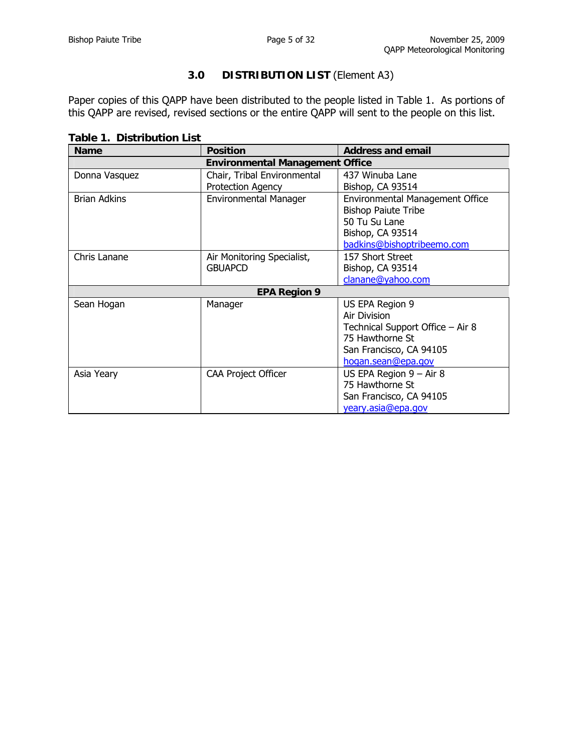## 3.0 DISTRIBUTION LIST (Element A3)

Paper copies of this QAPP have been distributed to the people listed in Table 1. As portions of this QAPP are revised, revised sections or the entire QAPP will sent to the people on this list.

**Table 1. Distribution List**

| Name | Position | Address and email |
|---|---|---|
| **Environmental Management Office** | | |
| Donna Vasquez | Chair, Tribal Environmental Protection Agency | 437 Winuba Lane<br>Bishop, CA 93514 |
| Brian Adkins | Environmental Manager | Environmental Management Office<br>Bishop Paiute Tribe<br>50 Tu Su Lane<br>Bishop, CA 93514<br>badkins@bishoptribeemo.com |
| Chris Lanane | Air Monitoring Specialist, GBUAPCD | 157 Short Street<br>Bishop, CA 93514<br>clanane@yahoo.com |
| **EPA Region 9** | | |
| Sean Hogan | Manager | US EPA Region 9<br>Air Division<br>Technical Support Office – Air 8<br>75 Hawthorne St<br>San Francisco, CA 94105<br>hogan.sean@epa.gov |
| Asia Yeary | CAA Project Officer | US EPA Region 9 – Air 8<br>75 Hawthorne St<br>San Francisco, CA 94105<br>yeary.asia@epa.gov |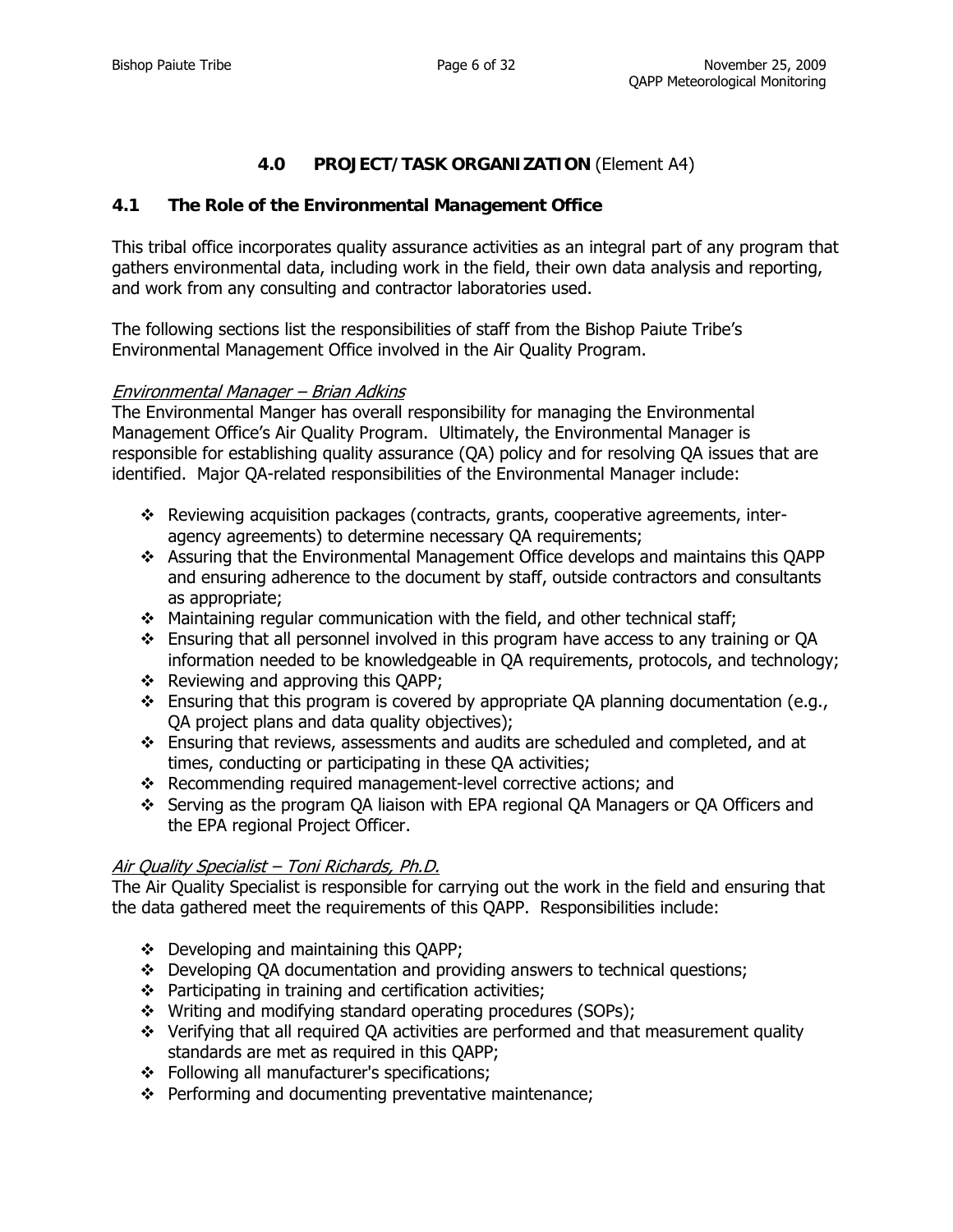## 4.0 PROJECT/TASK ORGANIZATION (Element A4)

### 4.1 The Role of the Environmental Management Office

This tribal office incorporates quality assurance activities as an integral part of any program that gathers environmental data, including work in the field, their own data analysis and reporting, and work from any consulting and contractor laboratories used.

The following sections list the responsibilities of staff from the Bishop Paiute Tribe's Environmental Management Office involved in the Air Quality Program.

*Environmental Manager – Brian Adkins*

The Environmental Manger has overall responsibility for managing the Environmental Management Office's Air Quality Program. Ultimately, the Environmental Manager is responsible for establishing quality assurance (QA) policy and for resolving QA issues that are identified. Major QA-related responsibilities of the Environmental Manager include:

- Reviewing acquisition packages (contracts, grants, cooperative agreements, inter-agency agreements) to determine necessary QA requirements;
- Assuring that the Environmental Management Office develops and maintains this QAPP and ensuring adherence to the document by staff, outside contractors and consultants as appropriate;
- Maintaining regular communication with the field, and other technical staff;
- Ensuring that all personnel involved in this program have access to any training or QA information needed to be knowledgeable in QA requirements, protocols, and technology;
- Reviewing and approving this QAPP;
- Ensuring that this program is covered by appropriate QA planning documentation (e.g., QA project plans and data quality objectives);
- Ensuring that reviews, assessments and audits are scheduled and completed, and at times, conducting or participating in these QA activities;
- Recommending required management-level corrective actions; and
- Serving as the program QA liaison with EPA regional QA Managers or QA Officers and the EPA regional Project Officer.

*Air Quality Specialist – Toni Richards, Ph.D.*

The Air Quality Specialist is responsible for carrying out the work in the field and ensuring that the data gathered meet the requirements of this QAPP. Responsibilities include:

- Developing and maintaining this QAPP;
- Developing QA documentation and providing answers to technical questions;
- Participating in training and certification activities;
- Writing and modifying standard operating procedures (SOPs);
- Verifying that all required QA activities are performed and that measurement quality standards are met as required in this QAPP;
- Following all manufacturer's specifications;
- Performing and documenting preventative maintenance;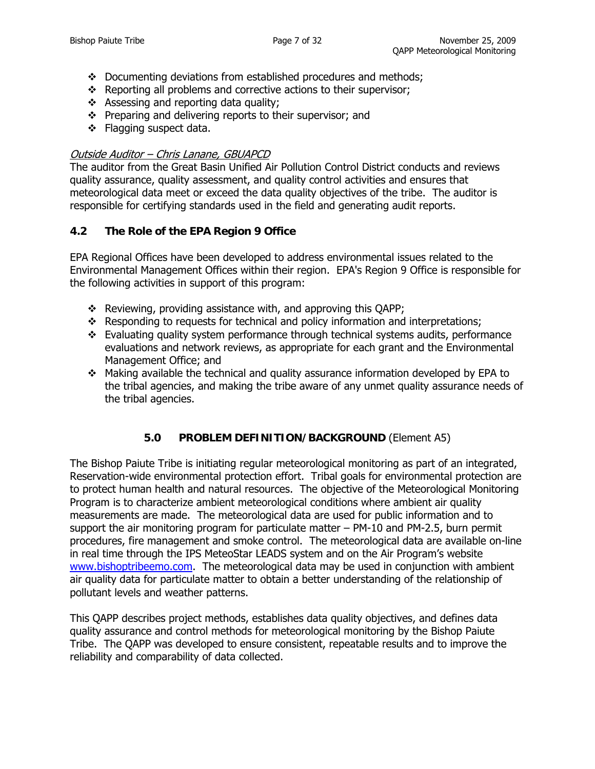- Documenting deviations from established procedures and methods;
- Reporting all problems and corrective actions to their supervisor;
- Assessing and reporting data quality;
- Preparing and delivering reports to their supervisor; and
- Flagging suspect data.

*Outside Auditor – Chris Lanane, GBUAPCD*

The auditor from the Great Basin Unified Air Pollution Control District conducts and reviews quality assurance, quality assessment, and quality control activities and ensures that meteorological data meet or exceed the data quality objectives of the tribe. The auditor is responsible for certifying standards used in the field and generating audit reports.

### 4.2 The Role of the EPA Region 9 Office

EPA Regional Offices have been developed to address environmental issues related to the Environmental Management Offices within their region. EPA's Region 9 Office is responsible for the following activities in support of this program:

- Reviewing, providing assistance with, and approving this QAPP;
- Responding to requests for technical and policy information and interpretations;
- Evaluating quality system performance through technical systems audits, performance evaluations and network reviews, as appropriate for each grant and the Environmental Management Office; and
- Making available the technical and quality assurance information developed by EPA to the tribal agencies, and making the tribe aware of any unmet quality assurance needs of the tribal agencies.

## 5.0 PROBLEM DEFINITION/BACKGROUND (Element A5)

The Bishop Paiute Tribe is initiating regular meteorological monitoring as part of an integrated, Reservation-wide environmental protection effort. Tribal goals for environmental protection are to protect human health and natural resources. The objective of the Meteorological Monitoring Program is to characterize ambient meteorological conditions where ambient air quality measurements are made. The meteorological data are used for public information and to support the air monitoring program for particulate matter – PM-10 and PM-2.5, burn permit procedures, fire management and smoke control. The meteorological data are available on-line in real time through the IPS MeteoStar LEADS system and on the Air Program's website www.bishoptribeemo.com. The meteorological data may be used in conjunction with ambient air quality data for particulate matter to obtain a better understanding of the relationship of pollutant levels and weather patterns.

This QAPP describes project methods, establishes data quality objectives, and defines data quality assurance and control methods for meteorological monitoring by the Bishop Paiute Tribe. The QAPP was developed to ensure consistent, repeatable results and to improve the reliability and comparability of data collected.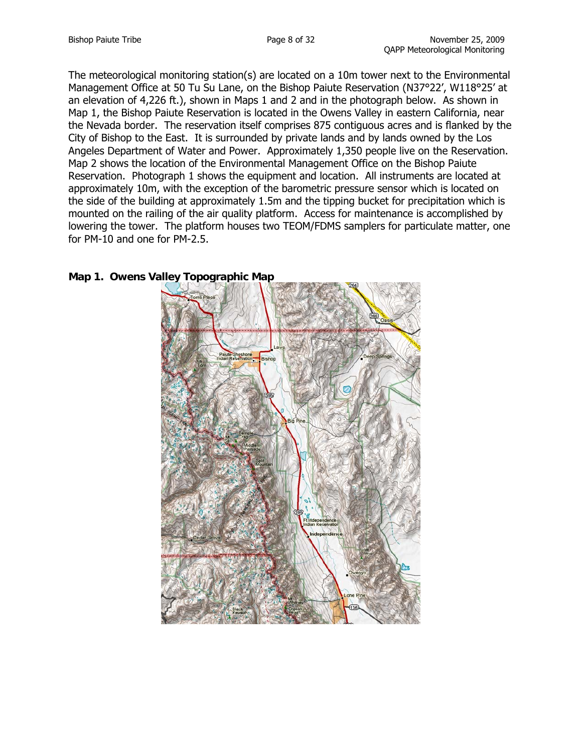The meteorological monitoring station(s) are located on a 10m tower next to the Environmental Management Office at 50 Tu Su Lane, on the Bishop Paiute Reservation (N37°22', W118°25' at an elevation of 4,226 ft.), shown in Maps 1 and 2 and in the photograph below. As shown in Map 1, the Bishop Paiute Reservation is located in the Owens Valley in eastern California, near the Nevada border. The reservation itself comprises 875 contiguous acres and is flanked by the City of Bishop to the East. It is surrounded by private lands and by lands owned by the Los Angeles Department of Water and Power. Approximately 1,350 people live on the Reservation. Map 2 shows the location of the Environmental Management Office on the Bishop Paiute Reservation. Photograph 1 shows the equipment and location. All instruments are located at approximately 10m, with the exception of the barometric pressure sensor which is located on the side of the building at approximately 1.5m and the tipping bucket for precipitation which is mounted on the railing of the air quality platform. Access for maintenance is accomplished by lowering the tower. The platform houses two TEOM/FDMS samplers for particulate matter, one for PM-10 and one for PM-2.5.

**Map 1. Owens Valley Topographic Map**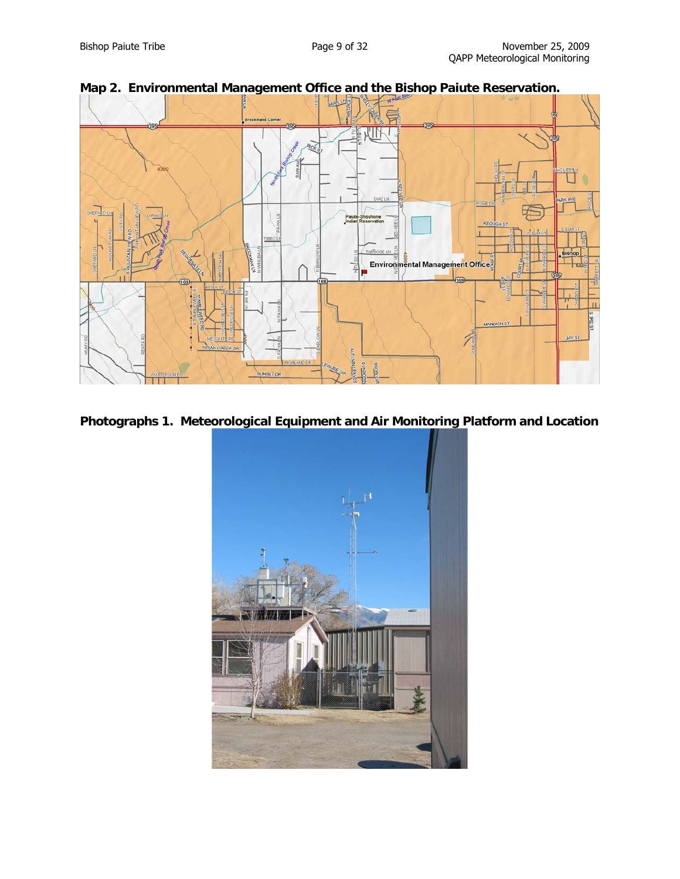**Map 2. Environmental Management Office and the Bishop Paiute Reservation.**

**Photographs 1. Meteorological Equipment and Air Monitoring Platform and Location**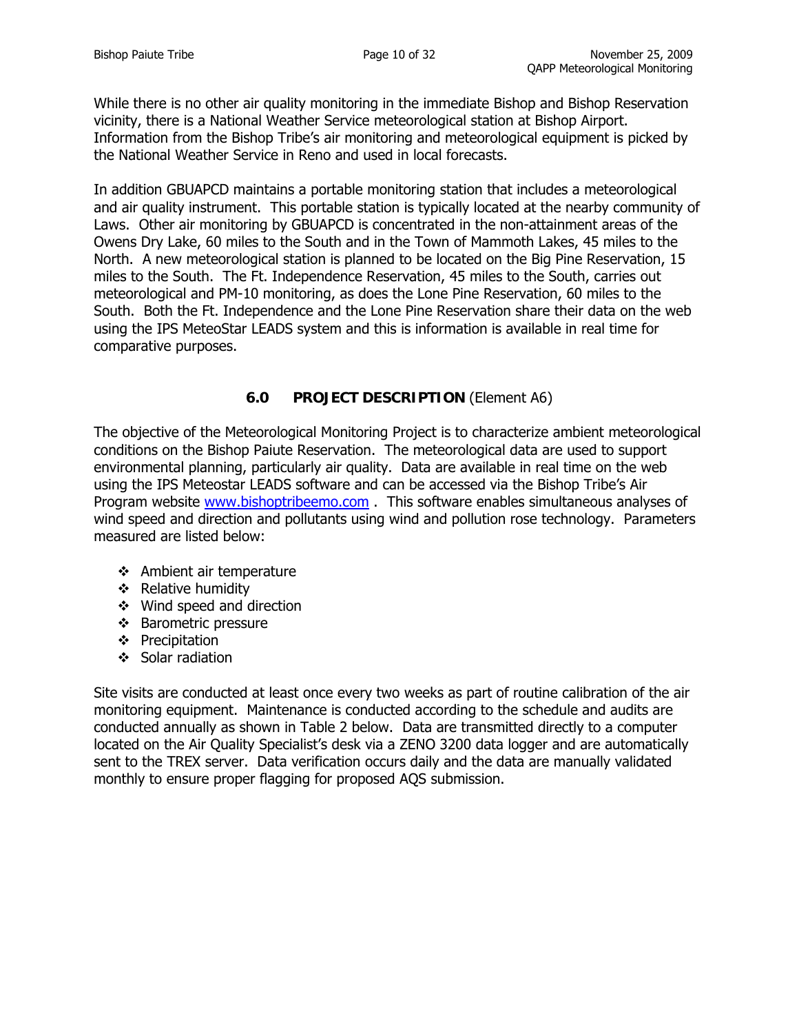While there is no other air quality monitoring in the immediate Bishop and Bishop Reservation vicinity, there is a National Weather Service meteorological station at Bishop Airport. Information from the Bishop Tribe's air monitoring and meteorological equipment is picked by the National Weather Service in Reno and used in local forecasts.

In addition GBUAPCD maintains a portable monitoring station that includes a meteorological and air quality instrument. This portable station is typically located at the nearby community of Laws. Other air monitoring by GBUAPCD is concentrated in the non-attainment areas of the Owens Dry Lake, 60 miles to the South and in the Town of Mammoth Lakes, 45 miles to the North. A new meteorological station is planned to be located on the Big Pine Reservation, 15 miles to the South. The Ft. Independence Reservation, 45 miles to the South, carries out meteorological and PM-10 monitoring, as does the Lone Pine Reservation, 60 miles to the South. Both the Ft. Independence and the Lone Pine Reservation share their data on the web using the IPS MeteoStar LEADS system and this is information is available in real time for comparative purposes.

## 6.0 PROJECT DESCRIPTION (Element A6)

The objective of the Meteorological Monitoring Project is to characterize ambient meteorological conditions on the Bishop Paiute Reservation. The meteorological data are used to support environmental planning, particularly air quality. Data are available in real time on the web using the IPS Meteostar LEADS software and can be accessed via the Bishop Tribe's Air Program website www.bishoptribeemo.com . This software enables simultaneous analyses of wind speed and direction and pollutants using wind and pollution rose technology. Parameters measured are listed below:

- Ambient air temperature
- Relative humidity
- Wind speed and direction
- Barometric pressure
- Precipitation
- Solar radiation

Site visits are conducted at least once every two weeks as part of routine calibration of the air monitoring equipment. Maintenance is conducted according to the schedule and audits are conducted annually as shown in Table 2 below. Data are transmitted directly to a computer located on the Air Quality Specialist's desk via a ZENO 3200 data logger and are automatically sent to the TREX server. Data verification occurs daily and the data are manually validated monthly to ensure proper flagging for proposed AQS submission.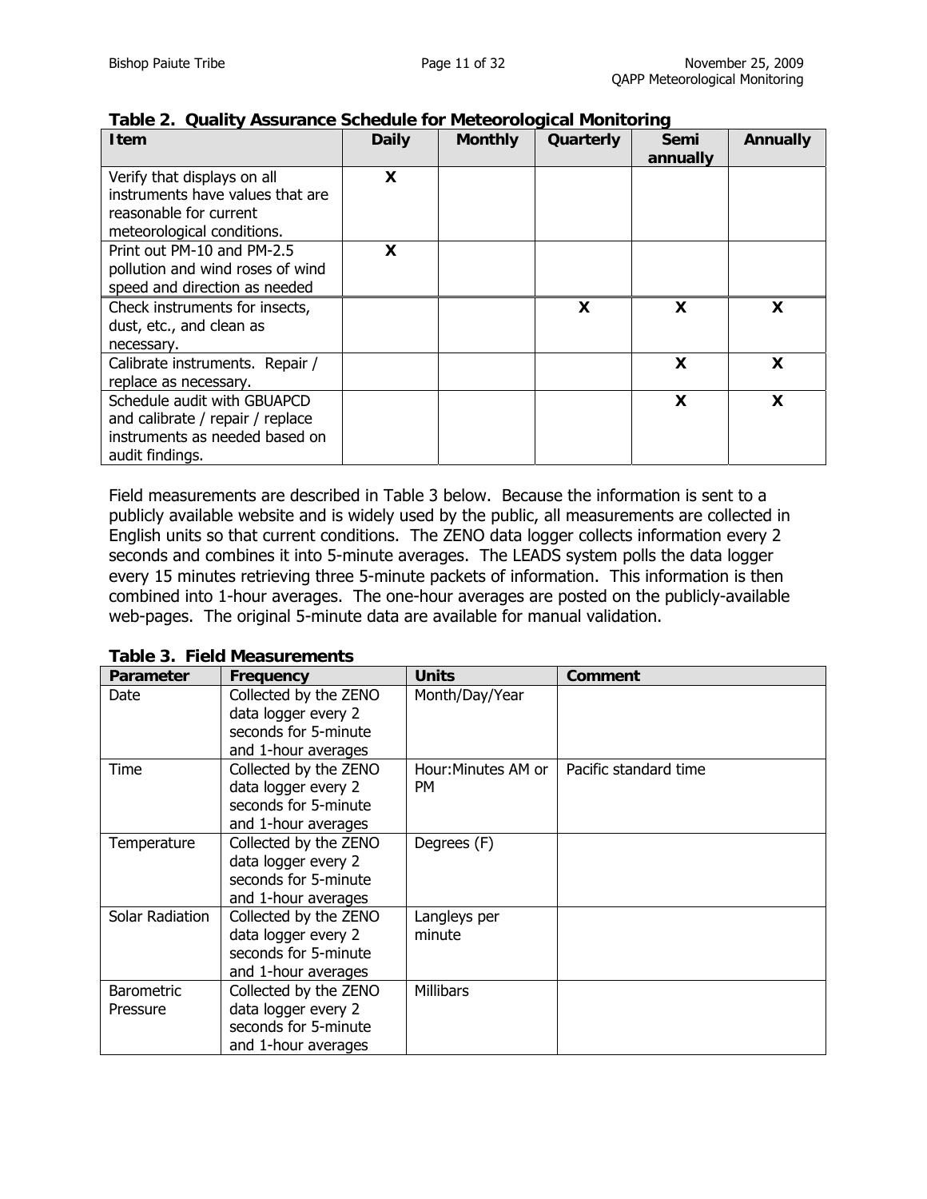**Table 2. Quality Assurance Schedule for Meteorological Monitoring**

| Item | Daily | Monthly | Quarterly | Semi annually | Annually |
|---|---|---|---|---|---|
| Verify that displays on all instruments have values that are reasonable for current meteorological conditions. | X | | | | |
| Print out PM-10 and PM-2.5 pollution and wind roses of wind speed and direction as needed | X | | | | |
| Check instruments for insects, dust, etc., and clean as necessary. | | | X | X | X |
| Calibrate instruments. Repair / replace as necessary. | | | | X | X |
| Schedule audit with GBUAPCD and calibrate / repair / replace instruments as needed based on audit findings. | | | | X | X |

Field measurements are described in Table 3 below. Because the information is sent to a publicly available website and is widely used by the public, all measurements are collected in English units so that current conditions. The ZENO data logger collects information every 2 seconds and combines it into 5-minute averages. The LEADS system polls the data logger every 15 minutes retrieving three 5-minute packets of information. This information is then combined into 1-hour averages. The one-hour averages are posted on the publicly-available web-pages. The original 5-minute data are available for manual validation.

**Table 3. Field Measurements**

| Parameter | Frequency | Units | Comment |
|---|---|---|---|
| Date | Collected by the ZENO data logger every 2 seconds for 5-minute and 1-hour averages | Month/Day/Year | |
| Time | Collected by the ZENO data logger every 2 seconds for 5-minute and 1-hour averages | Hour:Minutes AM or PM | Pacific standard time |
| Temperature | Collected by the ZENO data logger every 2 seconds for 5-minute and 1-hour averages | Degrees (F) | |
| Solar Radiation | Collected by the ZENO data logger every 2 seconds for 5-minute and 1-hour averages | Langleys per minute | |
| Barometric Pressure | Collected by the ZENO data logger every 2 seconds for 5-minute and 1-hour averages | Millibars | |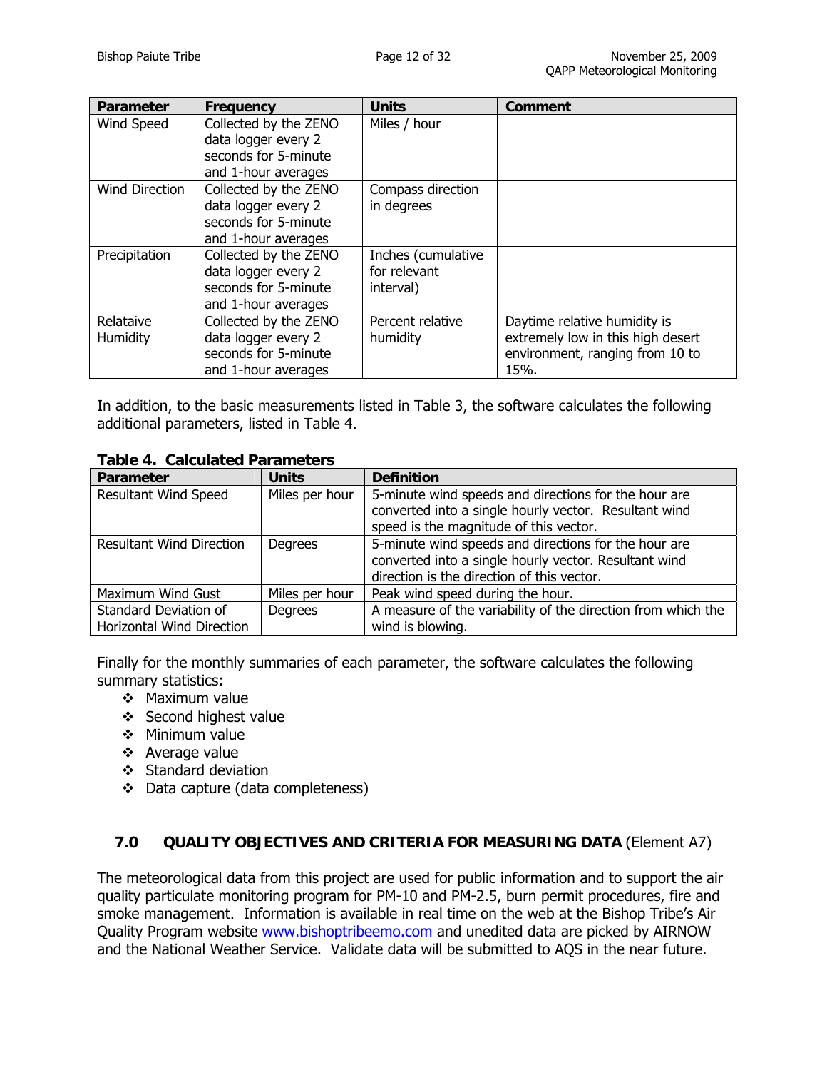| Parameter | Frequency | Units | Comment |
| --- | --- | --- | --- |
| Wind Speed | Collected by the ZENO data logger every 2 seconds for 5-minute and 1-hour averages | Miles / hour | |
| Wind Direction | Collected by the ZENO data logger every 2 seconds for 5-minute and 1-hour averages | Compass direction in degrees | |
| Precipitation | Collected by the ZENO data logger every 2 seconds for 5-minute and 1-hour averages | Inches (cumulative for relevant interval) | |
| Relataive Humidity | Collected by the ZENO data logger every 2 seconds for 5-minute and 1-hour averages | Percent relative humidity | Daytime relative humidity is extremely low in this high desert environment, ranging from 10 to 15%. |

In addition, to the basic measurements listed in Table 3, the software calculates the following additional parameters, listed in Table 4.

**Table 4. Calculated Parameters**

| Parameter | Units | Definition |
| --- | --- | --- |
| Resultant Wind Speed | Miles per hour | 5-minute wind speeds and directions for the hour are converted into a single hourly vector. Resultant wind speed is the magnitude of this vector. |
| Resultant Wind Direction | Degrees | 5-minute wind speeds and directions for the hour are converted into a single hourly vector. Resultant wind direction is the direction of this vector. |
| Maximum Wind Gust | Miles per hour | Peak wind speed during the hour. |
| Standard Deviation of Horizontal Wind Direction | Degrees | A measure of the variability of the direction from which the wind is blowing. |

Finally for the monthly summaries of each parameter, the software calculates the following summary statistics:

- Maximum value
- Second highest value
- Minimum value
- Average value
- Standard deviation
- Data capture (data completeness)

## 7.0 QUALITY OBJECTIVES AND CRITERIA FOR MEASURING DATA (Element A7)

The meteorological data from this project are used for public information and to support the air quality particulate monitoring program for PM-10 and PM-2.5, burn permit procedures, fire and smoke management. Information is available in real time on the web at the Bishop Tribe's Air Quality Program website www.bishoptribeemo.com and unedited data are picked by AIRNOW and the National Weather Service. Validate data will be submitted to AQS in the near future.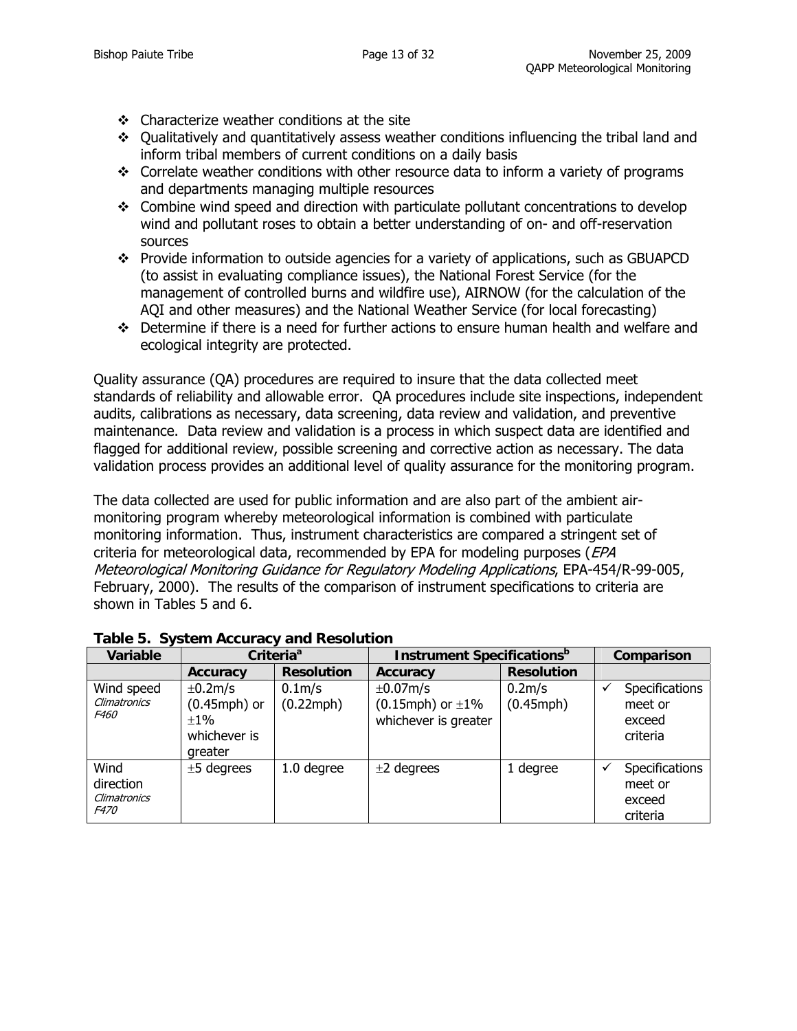- Characterize weather conditions at the site
- Qualitatively and quantitatively assess weather conditions influencing the tribal land and inform tribal members of current conditions on a daily basis
- Correlate weather conditions with other resource data to inform a variety of programs and departments managing multiple resources
- Combine wind speed and direction with particulate pollutant concentrations to develop wind and pollutant roses to obtain a better understanding of on- and off-reservation sources
- Provide information to outside agencies for a variety of applications, such as GBUAPCD (to assist in evaluating compliance issues), the National Forest Service (for the management of controlled burns and wildfire use), AIRNOW (for the calculation of the AQI and other measures) and the National Weather Service (for local forecasting)
- Determine if there is a need for further actions to ensure human health and welfare and ecological integrity are protected.

Quality assurance (QA) procedures are required to insure that the data collected meet standards of reliability and allowable error. QA procedures include site inspections, independent audits, calibrations as necessary, data screening, data review and validation, and preventive maintenance. Data review and validation is a process in which suspect data are identified and flagged for additional review, possible screening and corrective action as necessary. The data validation process provides an additional level of quality assurance for the monitoring program.

The data collected are used for public information and are also part of the ambient air-monitoring program whereby meteorological information is combined with particulate monitoring information. Thus, instrument characteristics are compared a stringent set of criteria for meteorological data, recommended by EPA for modeling purposes (*EPA Meteorological Monitoring Guidance for Regulatory Modeling Applications*, EPA-454/R-99-005, February, 2000). The results of the comparison of instrument specifications to criteria are shown in Tables 5 and 6.

**Table 5. System Accuracy and Resolution**

| Variable | Criteria[a] | | Instrument Specifications[b] | | Comparison |
|---|---|---|---|---|---|
| | **Accuracy** | **Resolution** | **Accuracy** | **Resolution** | |
| Wind speed *Climatronics F460* | ±0.2m/s (0.45mph) or ±1% whichever is greater | 0.1m/s (0.22mph) | ±0.07m/s (0.15mph) or ±1% whichever is greater | 0.2m/s (0.45mph) | ✓ Specifications meet or exceed criteria |
| Wind direction *Climatronics F470* | ±5 degrees | 1.0 degree | ±2 degrees | 1 degree | ✓ Specifications meet or exceed criteria |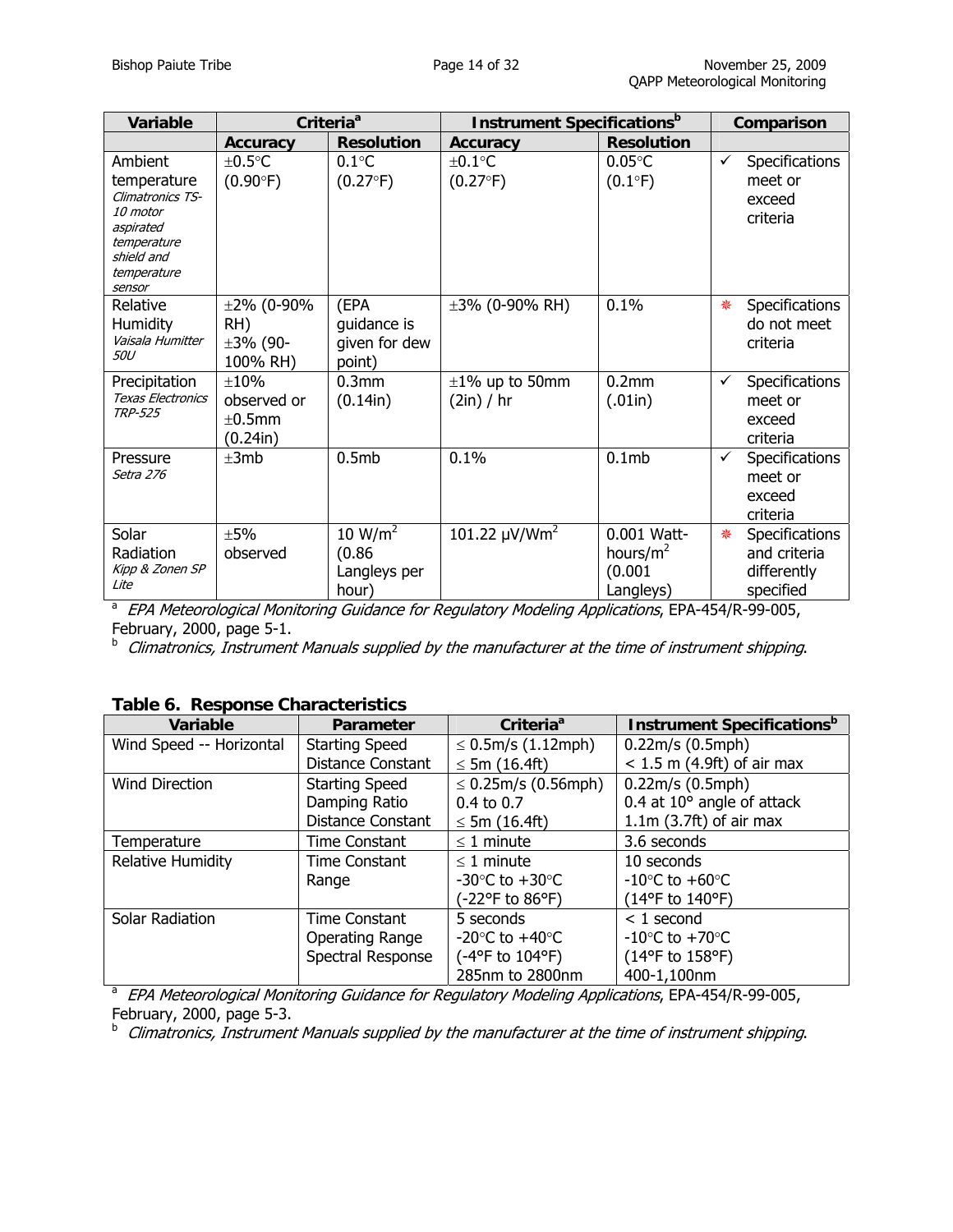| Variable | Criteria[a] | | Instrument Specifications[b] | | Comparison |
|---|---|---|---|---|---|
| | **Accuracy** | **Resolution** | **Accuracy** | **Resolution** | |
| Ambient temperature *Climatronics TS-10 motor aspirated temperature shield and temperature sensor* | ±0.5°C (0.90°F) | 0.1°C (0.27°F) | ±0.1°C (0.27°F) | 0.05°C (0.1°F) | ✓ Specifications meet or exceed criteria |
| Relative Humidity *Vaisala Humitter 50U* | ±2% (0-90% RH) ±3% (90-100% RH) | (EPA guidance is given for dew point) | ±3% (0-90% RH) | 0.1% | ❋ Specifications do not meet criteria |
| Precipitation *Texas Electronics TRP-525* | ±10% observed or ±0.5mm (0.24in) | 0.3mm (0.14in) | ±1% up to 50mm (2in) / hr | 0.2mm (.01in) | ✓ Specifications meet or exceed criteria |
| Pressure *Setra 276* | ±3mb | 0.5mb | 0.1% | 0.1mb | ✓ Specifications meet or exceed criteria |
| Solar Radiation *Kipp & Zonen SP Lite* | ±5% observed | 10 W/m$^2$ (0.86 Langleys per hour) | 101.22 μV/Wm$^2$ | 0.001 Watt-hours/m$^2$ (0.001 Langleys) | ❋ Specifications and criteria differently specified |

[a] *EPA Meteorological Monitoring Guidance for Regulatory Modeling Applications*, EPA-454/R-99-005, February, 2000, page 5-1.

[b] *Climatronics, Instrument Manuals supplied by the manufacturer at the time of instrument shipping*.

**Table 6. Response Characteristics**

| Variable | Parameter | Criteria[a] | Instrument Specifications[b] |
|---|---|---|---|
| Wind Speed -- Horizontal | Starting Speed<br>Distance Constant | ≤ 0.5m/s (1.12mph)<br>≤ 5m (16.4ft) | 0.22m/s (0.5mph)<br>< 1.5 m (4.9ft) of air max |
| Wind Direction | Starting Speed<br>Damping Ratio<br>Distance Constant | ≤ 0.25m/s (0.56mph)<br>0.4 to 0.7<br>≤ 5m (16.4ft) | 0.22m/s (0.5mph)<br>0.4 at 10° angle of attack<br>1.1m (3.7ft) of air max |
| Temperature | Time Constant | ≤ 1 minute | 3.6 seconds |
| Relative Humidity | Time Constant<br>Range | ≤ 1 minute<br>-30°C to +30°C<br>(-22°F to 86°F) | 10 seconds<br>-10°C to +60°C<br>(14°F to 140°F) |
| Solar Radiation | Time Constant<br>Operating Range<br>Spectral Response | 5 seconds<br>-20°C to +40°C<br>(-4°F to 104°F)<br>285nm to 2800nm | < 1 second<br>-10°C to +70°C<br>(14°F to 158°F)<br>400-1,100nm |

[a] *EPA Meteorological Monitoring Guidance for Regulatory Modeling Applications*, EPA-454/R-99-005, February, 2000, page 5-3.

[b] *Climatronics, Instrument Manuals supplied by the manufacturer at the time of instrument shipping*.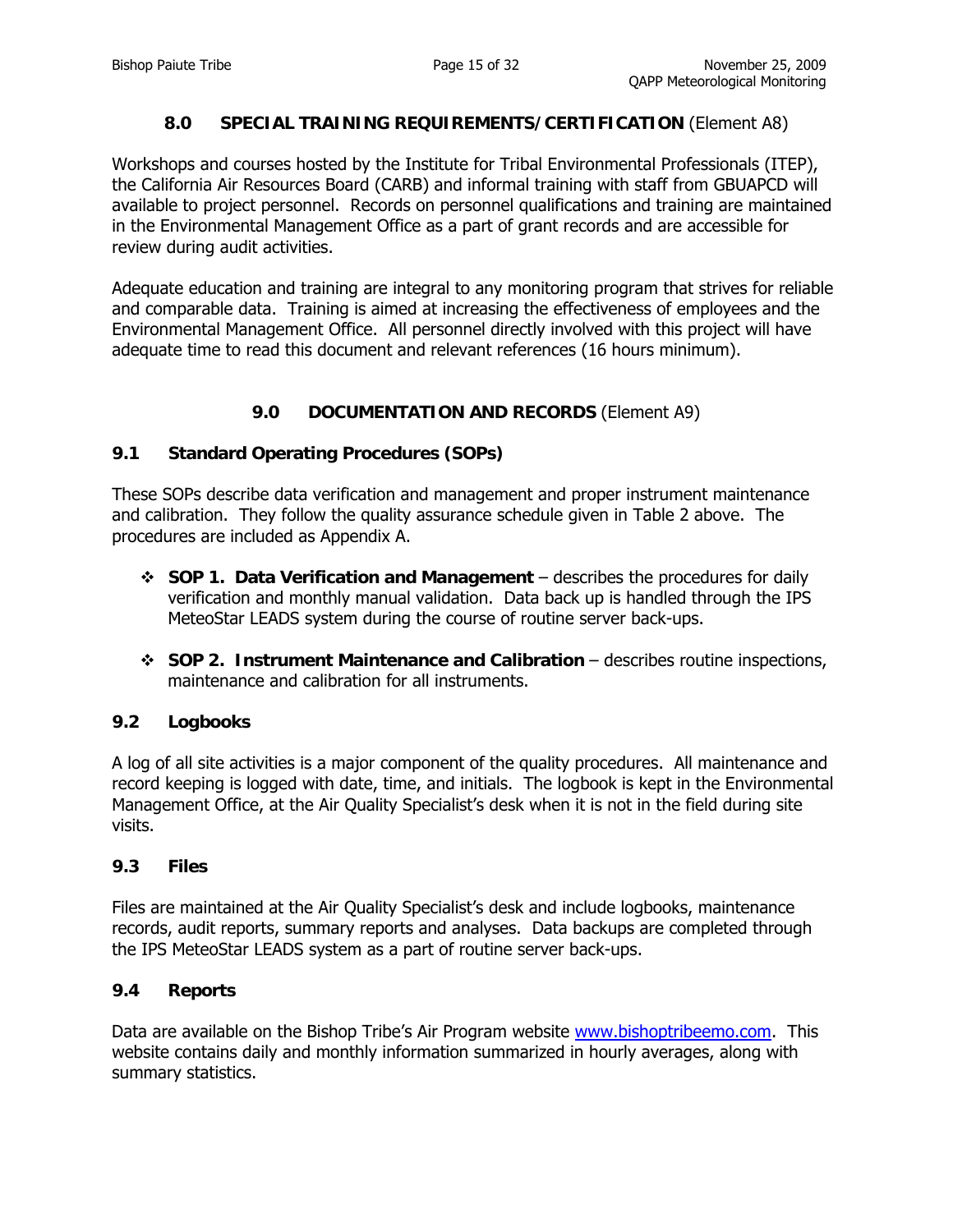## 8.0 SPECIAL TRAINING REQUIREMENTS/CERTIFICATION (Element A8)

Workshops and courses hosted by the Institute for Tribal Environmental Professionals (ITEP), the California Air Resources Board (CARB) and informal training with staff from GBUAPCD will available to project personnel. Records on personnel qualifications and training are maintained in the Environmental Management Office as a part of grant records and are accessible for review during audit activities.

Adequate education and training are integral to any monitoring program that strives for reliable and comparable data. Training is aimed at increasing the effectiveness of employees and the Environmental Management Office. All personnel directly involved with this project will have adequate time to read this document and relevant references (16 hours minimum).

## 9.0 DOCUMENTATION AND RECORDS (Element A9)

### 9.1 Standard Operating Procedures (SOPs)

These SOPs describe data verification and management and proper instrument maintenance and calibration. They follow the quality assurance schedule given in Table 2 above. The procedures are included as Appendix A.

- **SOP 1. Data Verification and Management** – describes the procedures for daily verification and monthly manual validation. Data back up is handled through the IPS MeteoStar LEADS system during the course of routine server back-ups.
- **SOP 2. Instrument Maintenance and Calibration** – describes routine inspections, maintenance and calibration for all instruments.

### 9.2 Logbooks

A log of all site activities is a major component of the quality procedures. All maintenance and record keeping is logged with date, time, and initials. The logbook is kept in the Environmental Management Office, at the Air Quality Specialist's desk when it is not in the field during site visits.

### 9.3 Files

Files are maintained at the Air Quality Specialist's desk and include logbooks, maintenance records, audit reports, summary reports and analyses. Data backups are completed through the IPS MeteoStar LEADS system as a part of routine server back-ups.

### 9.4 Reports

Data are available on the Bishop Tribe's Air Program website www.bishoptribeemo.com. This website contains daily and monthly information summarized in hourly averages, along with summary statistics.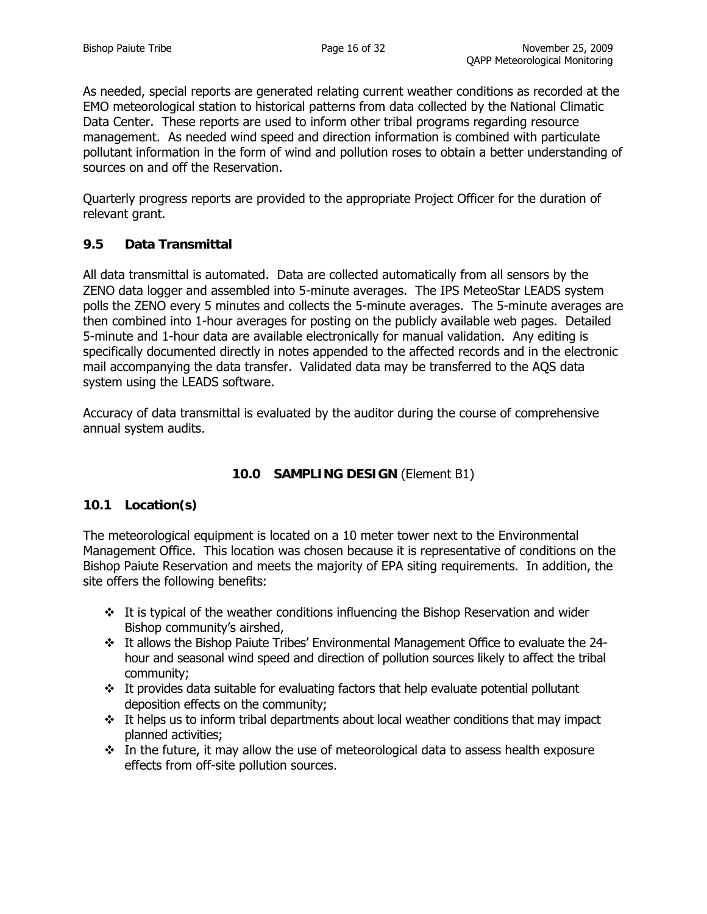As needed, special reports are generated relating current weather conditions as recorded at the EMO meteorological station to historical patterns from data collected by the National Climatic Data Center. These reports are used to inform other tribal programs regarding resource management. As needed wind speed and direction information is combined with particulate pollutant information in the form of wind and pollution roses to obtain a better understanding of sources on and off the Reservation.

Quarterly progress reports are provided to the appropriate Project Officer for the duration of relevant grant.

### 9.5 Data Transmittal

All data transmittal is automated. Data are collected automatically from all sensors by the ZENO data logger and assembled into 5-minute averages. The IPS MeteoStar LEADS system polls the ZENO every 5 minutes and collects the 5-minute averages. The 5-minute averages are then combined into 1-hour averages for posting on the publicly available web pages. Detailed 5-minute and 1-hour data are available electronically for manual validation. Any editing is specifically documented directly in notes appended to the affected records and in the electronic mail accompanying the data transfer. Validated data may be transferred to the AQS data system using the LEADS software.

Accuracy of data transmittal is evaluated by the auditor during the course of comprehensive annual system audits.

## 10.0 SAMPLING DESIGN (Element B1)

### 10.1 Location(s)

The meteorological equipment is located on a 10 meter tower next to the Environmental Management Office. This location was chosen because it is representative of conditions on the Bishop Paiute Reservation and meets the majority of EPA siting requirements. In addition, the site offers the following benefits:

- It is typical of the weather conditions influencing the Bishop Reservation and wider Bishop community's airshed,
- It allows the Bishop Paiute Tribes' Environmental Management Office to evaluate the 24-hour and seasonal wind speed and direction of pollution sources likely to affect the tribal community;
- It provides data suitable for evaluating factors that help evaluate potential pollutant deposition effects on the community;
- It helps us to inform tribal departments about local weather conditions that may impact planned activities;
- In the future, it may allow the use of meteorological data to assess health exposure effects from off-site pollution sources.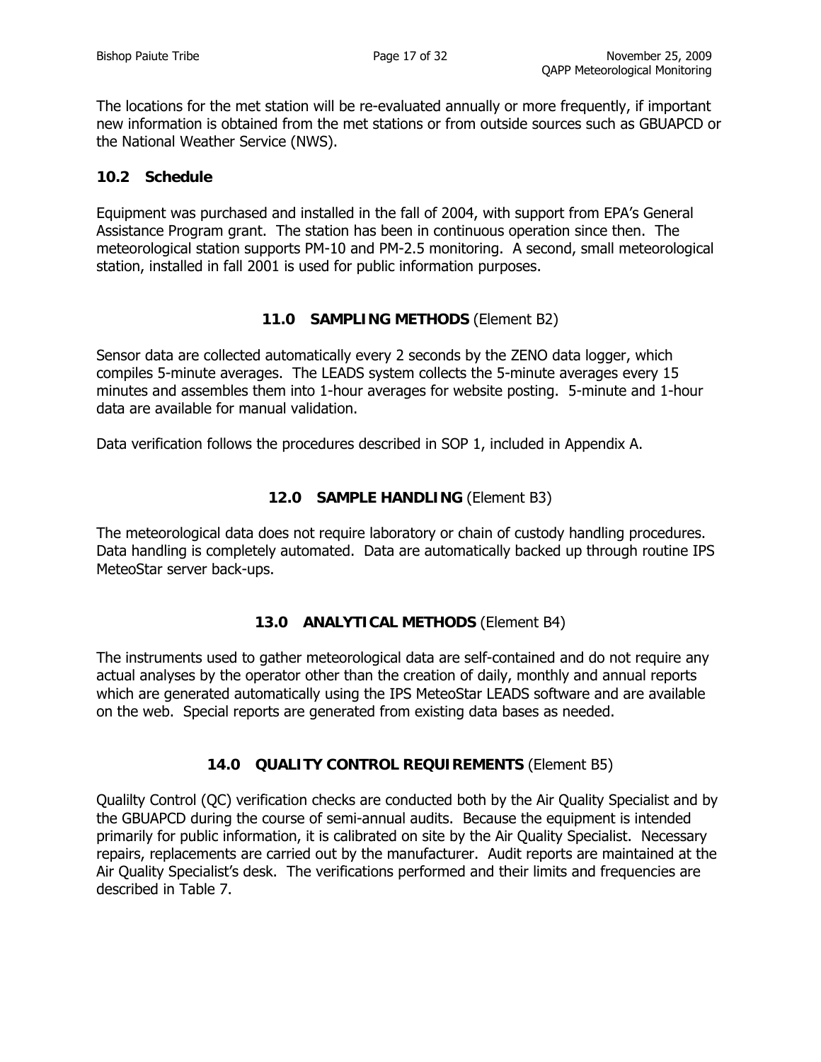The locations for the met station will be re-evaluated annually or more frequently, if important new information is obtained from the met stations or from outside sources such as GBUAPCD or the National Weather Service (NWS).

### 10.2 Schedule

Equipment was purchased and installed in the fall of 2004, with support from EPA's General Assistance Program grant. The station has been in continuous operation since then. The meteorological station supports PM-10 and PM-2.5 monitoring. A second, small meteorological station, installed in fall 2001 is used for public information purposes.

## 11.0 SAMPLING METHODS (Element B2)

Sensor data are collected automatically every 2 seconds by the ZENO data logger, which compiles 5-minute averages. The LEADS system collects the 5-minute averages every 15 minutes and assembles them into 1-hour averages for website posting. 5-minute and 1-hour data are available for manual validation.

Data verification follows the procedures described in SOP 1, included in Appendix A.

## 12.0 SAMPLE HANDLING (Element B3)

The meteorological data does not require laboratory or chain of custody handling procedures. Data handling is completely automated. Data are automatically backed up through routine IPS MeteoStar server back-ups.

## 13.0 ANALYTICAL METHODS (Element B4)

The instruments used to gather meteorological data are self-contained and do not require any actual analyses by the operator other than the creation of daily, monthly and annual reports which are generated automatically using the IPS MeteoStar LEADS software and are available on the web. Special reports are generated from existing data bases as needed.

## 14.0 QUALITY CONTROL REQUIREMENTS (Element B5)

Qualilty Control (QC) verification checks are conducted both by the Air Quality Specialist and by the GBUAPCD during the course of semi-annual audits. Because the equipment is intended primarily for public information, it is calibrated on site by the Air Quality Specialist. Necessary repairs, replacements are carried out by the manufacturer. Audit reports are maintained at the Air Quality Specialist's desk. The verifications performed and their limits and frequencies are described in Table 7.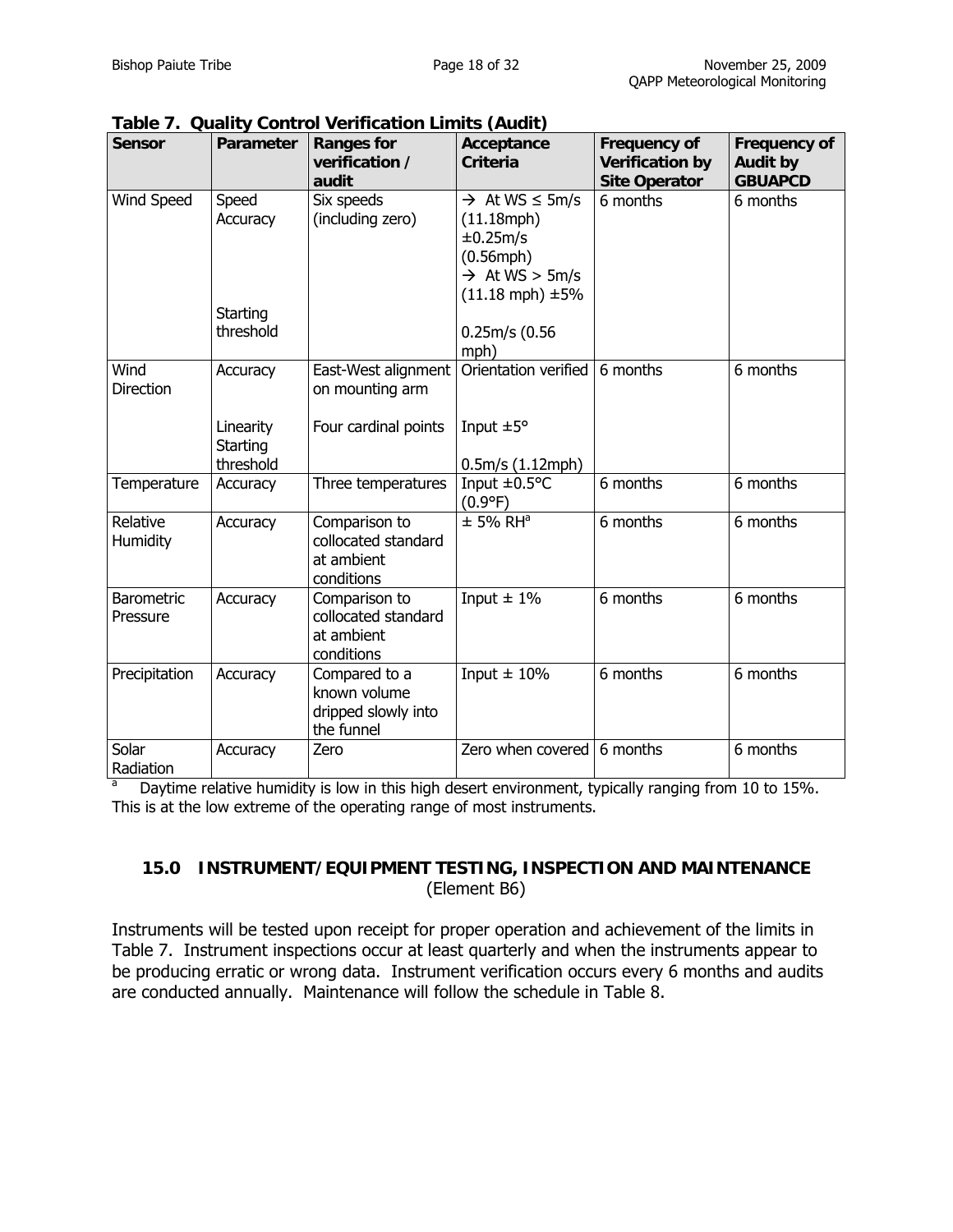**Table 7. Quality Control Verification Limits (Audit)**

| Sensor | Parameter | Ranges for verification / audit | Acceptance Criteria | Frequency of Verification by Site Operator | Frequency of Audit by GBUAPCD |
|---|---|---|---|---|---|
| Wind Speed | Speed Accuracy<br><br>Starting threshold | Six speeds (including zero) | → At WS ≤ 5m/s (11.18mph) ±0.25m/s (0.56mph)<br>→ At WS > 5m/s (11.18 mph) ±5%<br><br>0.25m/s (0.56 mph) | 6 months | 6 months |
| Wind Direction | Accuracy<br><br>Linearity<br>Starting threshold | East-West alignment on mounting arm<br><br>Four cardinal points | Orientation verified<br><br>Input ±5°<br><br>0.5m/s (1.12mph) | 6 months | 6 months |
| Temperature | Accuracy | Three temperatures | Input ±0.5°C (0.9°F) | 6 months | 6 months |
| Relative Humidity | Accuracy | Comparison to collocated standard at ambient conditions | ± 5% RH[a] | 6 months | 6 months |
| Barometric Pressure | Accuracy | Comparison to collocated standard at ambient conditions | Input ± 1% | 6 months | 6 months |
| Precipitation | Accuracy | Compared to a known volume dripped slowly into the funnel | Input ± 10% | 6 months | 6 months |
| Solar Radiation | Accuracy | Zero | Zero when covered | 6 months | 6 months |

[a] Daytime relative humidity is low in this high desert environment, typically ranging from 10 to 15%. This is at the low extreme of the operating range of most instruments.

## 15.0 INSTRUMENT/EQUIPMENT TESTING, INSPECTION AND MAINTENANCE (Element B6)

Instruments will be tested upon receipt for proper operation and achievement of the limits in Table 7. Instrument inspections occur at least quarterly and when the instruments appear to be producing erratic or wrong data. Instrument verification occurs every 6 months and audits are conducted annually. Maintenance will follow the schedule in Table 8.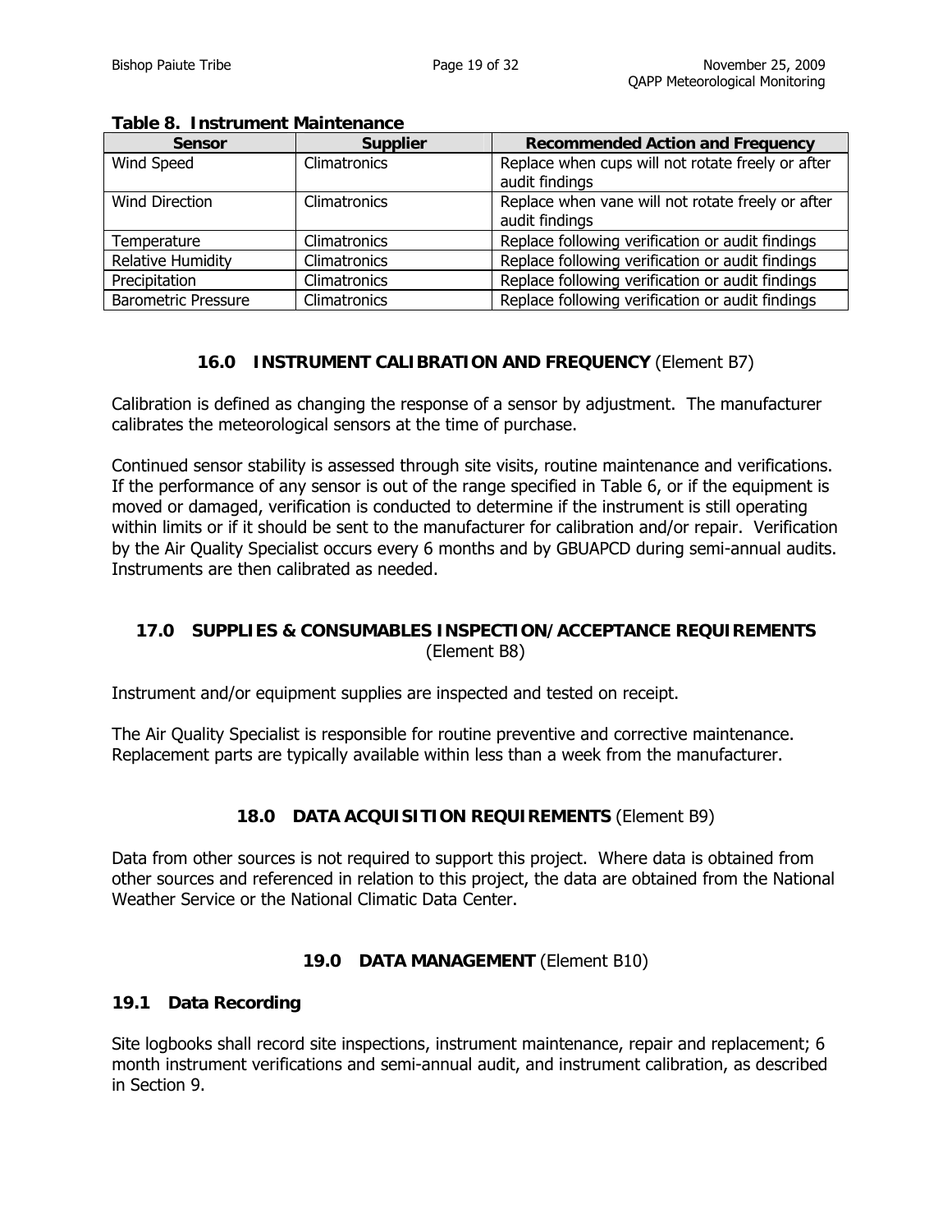**Table 8. Instrument Maintenance**

| Sensor | Supplier | Recommended Action and Frequency |
|---|---|---|
| Wind Speed | Climatronics | Replace when cups will not rotate freely or after audit findings |
| Wind Direction | Climatronics | Replace when vane will not rotate freely or after audit findings |
| Temperature | Climatronics | Replace following verification or audit findings |
| Relative Humidity | Climatronics | Replace following verification or audit findings |
| Precipitation | Climatronics | Replace following verification or audit findings |
| Barometric Pressure | Climatronics | Replace following verification or audit findings |

## 16.0 INSTRUMENT CALIBRATION AND FREQUENCY (Element B7)

Calibration is defined as changing the response of a sensor by adjustment. The manufacturer calibrates the meteorological sensors at the time of purchase.

Continued sensor stability is assessed through site visits, routine maintenance and verifications. If the performance of any sensor is out of the range specified in Table 6, or if the equipment is moved or damaged, verification is conducted to determine if the instrument is still operating within limits or if it should be sent to the manufacturer for calibration and/or repair. Verification by the Air Quality Specialist occurs every 6 months and by GBUAPCD during semi-annual audits. Instruments are then calibrated as needed.

## 17.0 SUPPLIES & CONSUMABLES INSPECTION/ACCEPTANCE REQUIREMENTS (Element B8)

Instrument and/or equipment supplies are inspected and tested on receipt.

The Air Quality Specialist is responsible for routine preventive and corrective maintenance. Replacement parts are typically available within less than a week from the manufacturer.

## 18.0 DATA ACQUISITION REQUIREMENTS (Element B9)

Data from other sources is not required to support this project. Where data is obtained from other sources and referenced in relation to this project, the data are obtained from the National Weather Service or the National Climatic Data Center.

## 19.0 DATA MANAGEMENT (Element B10)

### 19.1 Data Recording

Site logbooks shall record site inspections, instrument maintenance, repair and replacement; 6 month instrument verifications and semi-annual audit, and instrument calibration, as described in Section 9.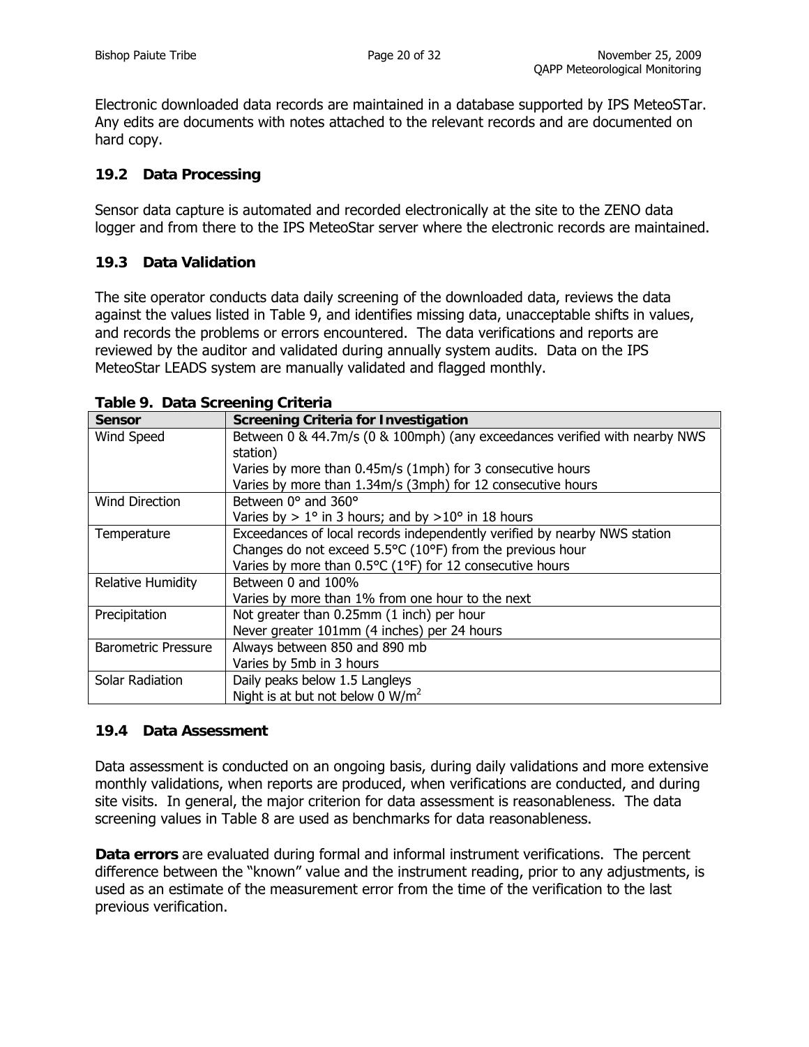Electronic downloaded data records are maintained in a database supported by IPS MeteoSTar. Any edits are documents with notes attached to the relevant records and are documented on hard copy.

### 19.2 Data Processing

Sensor data capture is automated and recorded electronically at the site to the ZENO data logger and from there to the IPS MeteoStar server where the electronic records are maintained.

### 19.3 Data Validation

The site operator conducts data daily screening of the downloaded data, reviews the data against the values listed in Table 9, and identifies missing data, unacceptable shifts in values, and records the problems or errors encountered. The data verifications and reports are reviewed by the auditor and validated during annually system audits. Data on the IPS MeteoStar LEADS system are manually validated and flagged monthly.

**Table 9. Data Screening Criteria**

| Sensor | Screening Criteria for Investigation |
| --- | --- |
| Wind Speed | Between 0 & 44.7m/s (0 & 100mph) (any exceedances verified with nearby NWS station)<br>Varies by more than 0.45m/s (1mph) for 3 consecutive hours<br>Varies by more than 1.34m/s (3mph) for 12 consecutive hours |
| Wind Direction | Between 0° and 360°<br>Varies by > 1° in 3 hours; and by >10° in 18 hours |
| Temperature | Exceedances of local records independently verified by nearby NWS station<br>Changes do not exceed 5.5°C (10°F) from the previous hour<br>Varies by more than 0.5°C (1°F) for 12 consecutive hours |
| Relative Humidity | Between 0 and 100%<br>Varies by more than 1% from one hour to the next |
| Precipitation | Not greater than 0.25mm (1 inch) per hour<br>Never greater 101mm (4 inches) per 24 hours |
| Barometric Pressure | Always between 850 and 890 mb<br>Varies by 5mb in 3 hours |
| Solar Radiation | Daily peaks below 1.5 Langleys<br>Night is at but not below 0 $W/m^2$ |

### 19.4 Data Assessment

Data assessment is conducted on an ongoing basis, during daily validations and more extensive monthly validations, when reports are produced, when verifications are conducted, and during site visits. In general, the major criterion for data assessment is reasonableness. The data screening values in Table 8 are used as benchmarks for data reasonableness.

**Data errors** are evaluated during formal and informal instrument verifications. The percent difference between the "known" value and the instrument reading, prior to any adjustments, is used as an estimate of the measurement error from the time of the verification to the last previous verification.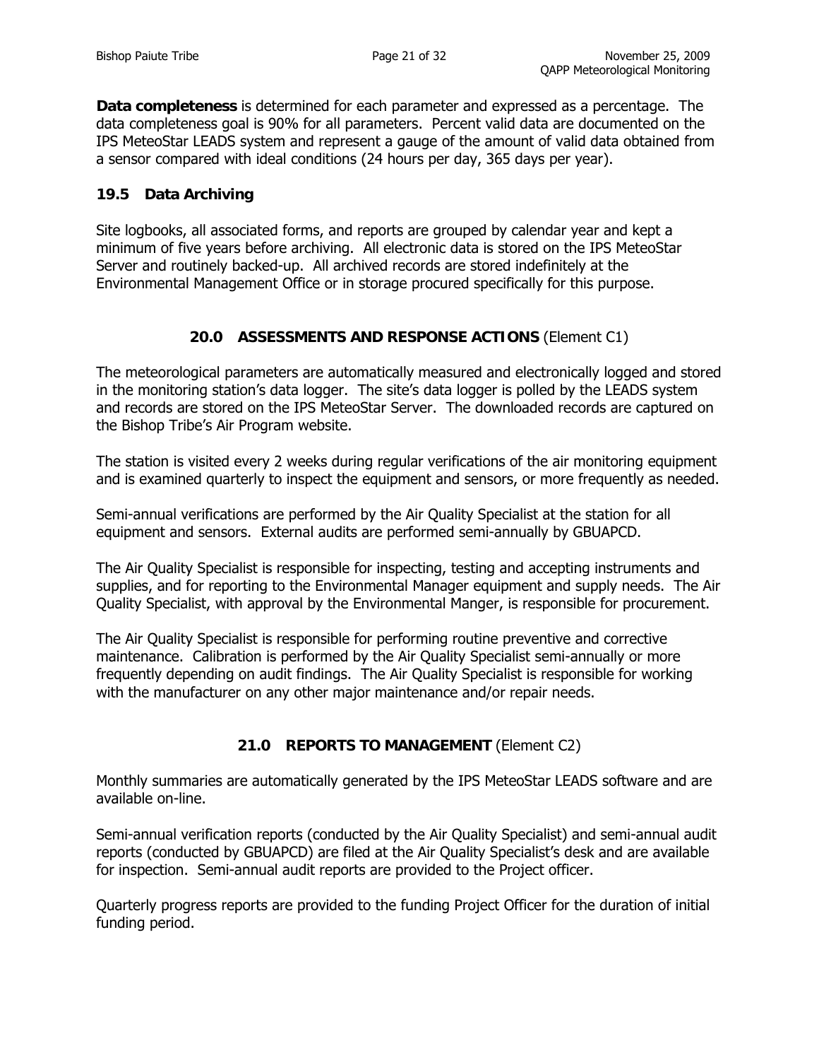**Data completeness** is determined for each parameter and expressed as a percentage. The data completeness goal is 90% for all parameters. Percent valid data are documented on the IPS MeteoStar LEADS system and represent a gauge of the amount of valid data obtained from a sensor compared with ideal conditions (24 hours per day, 365 days per year).

### 19.5 Data Archiving

Site logbooks, all associated forms, and reports are grouped by calendar year and kept a minimum of five years before archiving. All electronic data is stored on the IPS MeteoStar Server and routinely backed-up. All archived records are stored indefinitely at the Environmental Management Office or in storage procured specifically for this purpose.

## 20.0 ASSESSMENTS AND RESPONSE ACTIONS (Element C1)

The meteorological parameters are automatically measured and electronically logged and stored in the monitoring station's data logger. The site's data logger is polled by the LEADS system and records are stored on the IPS MeteoStar Server. The downloaded records are captured on the Bishop Tribe's Air Program website.

The station is visited every 2 weeks during regular verifications of the air monitoring equipment and is examined quarterly to inspect the equipment and sensors, or more frequently as needed.

Semi-annual verifications are performed by the Air Quality Specialist at the station for all equipment and sensors. External audits are performed semi-annually by GBUAPCD.

The Air Quality Specialist is responsible for inspecting, testing and accepting instruments and supplies, and for reporting to the Environmental Manager equipment and supply needs. The Air Quality Specialist, with approval by the Environmental Manger, is responsible for procurement.

The Air Quality Specialist is responsible for performing routine preventive and corrective maintenance. Calibration is performed by the Air Quality Specialist semi-annually or more frequently depending on audit findings. The Air Quality Specialist is responsible for working with the manufacturer on any other major maintenance and/or repair needs.

## 21.0 REPORTS TO MANAGEMENT (Element C2)

Monthly summaries are automatically generated by the IPS MeteoStar LEADS software and are available on-line.

Semi-annual verification reports (conducted by the Air Quality Specialist) and semi-annual audit reports (conducted by GBUAPCD) are filed at the Air Quality Specialist's desk and are available for inspection. Semi-annual audit reports are provided to the Project officer.

Quarterly progress reports are provided to the funding Project Officer for the duration of initial funding period.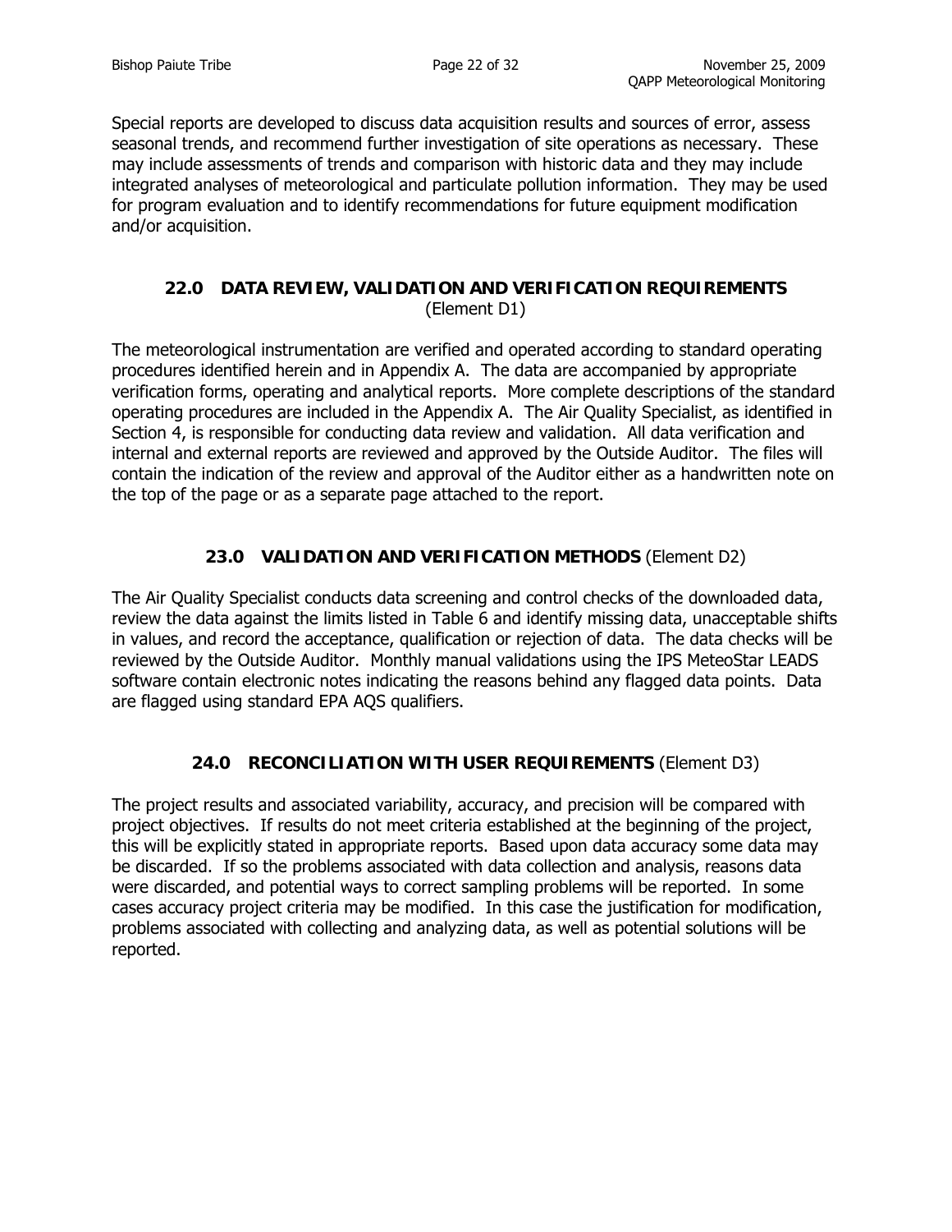Special reports are developed to discuss data acquisition results and sources of error, assess seasonal trends, and recommend further investigation of site operations as necessary. These may include assessments of trends and comparison with historic data and they may include integrated analyses of meteorological and particulate pollution information. They may be used for program evaluation and to identify recommendations for future equipment modification and/or acquisition.

## 22.0 DATA REVIEW, VALIDATION AND VERIFICATION REQUIREMENTS (Element D1)

The meteorological instrumentation are verified and operated according to standard operating procedures identified herein and in Appendix A. The data are accompanied by appropriate verification forms, operating and analytical reports. More complete descriptions of the standard operating procedures are included in the Appendix A. The Air Quality Specialist, as identified in Section 4, is responsible for conducting data review and validation. All data verification and internal and external reports are reviewed and approved by the Outside Auditor. The files will contain the indication of the review and approval of the Auditor either as a handwritten note on the top of the page or as a separate page attached to the report.

## 23.0 VALIDATION AND VERIFICATION METHODS (Element D2)

The Air Quality Specialist conducts data screening and control checks of the downloaded data, review the data against the limits listed in Table 6 and identify missing data, unacceptable shifts in values, and record the acceptance, qualification or rejection of data. The data checks will be reviewed by the Outside Auditor. Monthly manual validations using the IPS MeteoStar LEADS software contain electronic notes indicating the reasons behind any flagged data points. Data are flagged using standard EPA AQS qualifiers.

## 24.0 RECONCILIATION WITH USER REQUIREMENTS (Element D3)

The project results and associated variability, accuracy, and precision will be compared with project objectives. If results do not meet criteria established at the beginning of the project, this will be explicitly stated in appropriate reports. Based upon data accuracy some data may be discarded. If so the problems associated with data collection and analysis, reasons data were discarded, and potential ways to correct sampling problems will be reported. In some cases accuracy project criteria may be modified. In this case the justification for modification, problems associated with collecting and analyzing data, as well as potential solutions will be reported.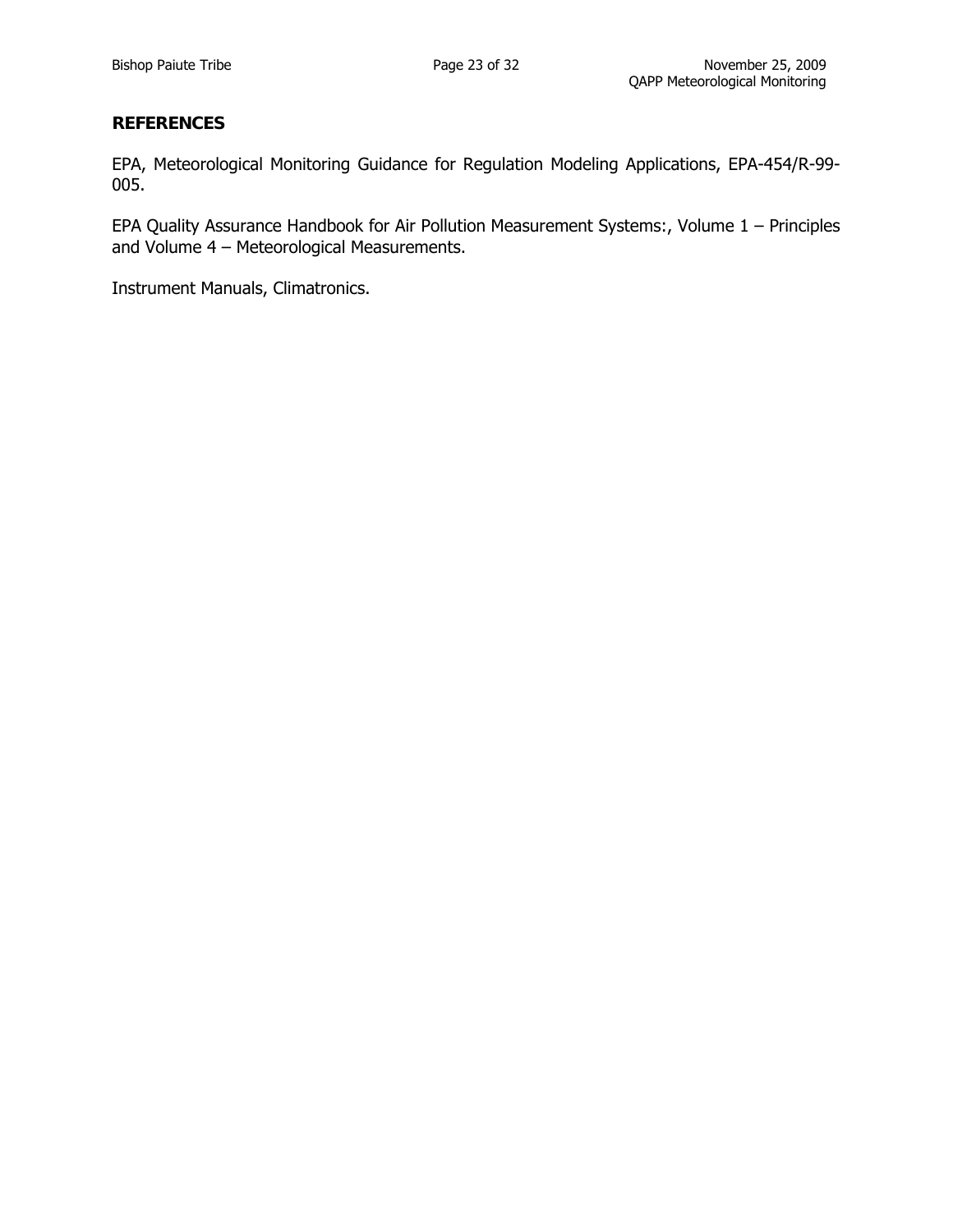## REFERENCES

EPA, Meteorological Monitoring Guidance for Regulation Modeling Applications, EPA-454/R-99-005.

EPA Quality Assurance Handbook for Air Pollution Measurement Systems:, Volume 1 – Principles and Volume 4 – Meteorological Measurements.

Instrument Manuals, Climatronics.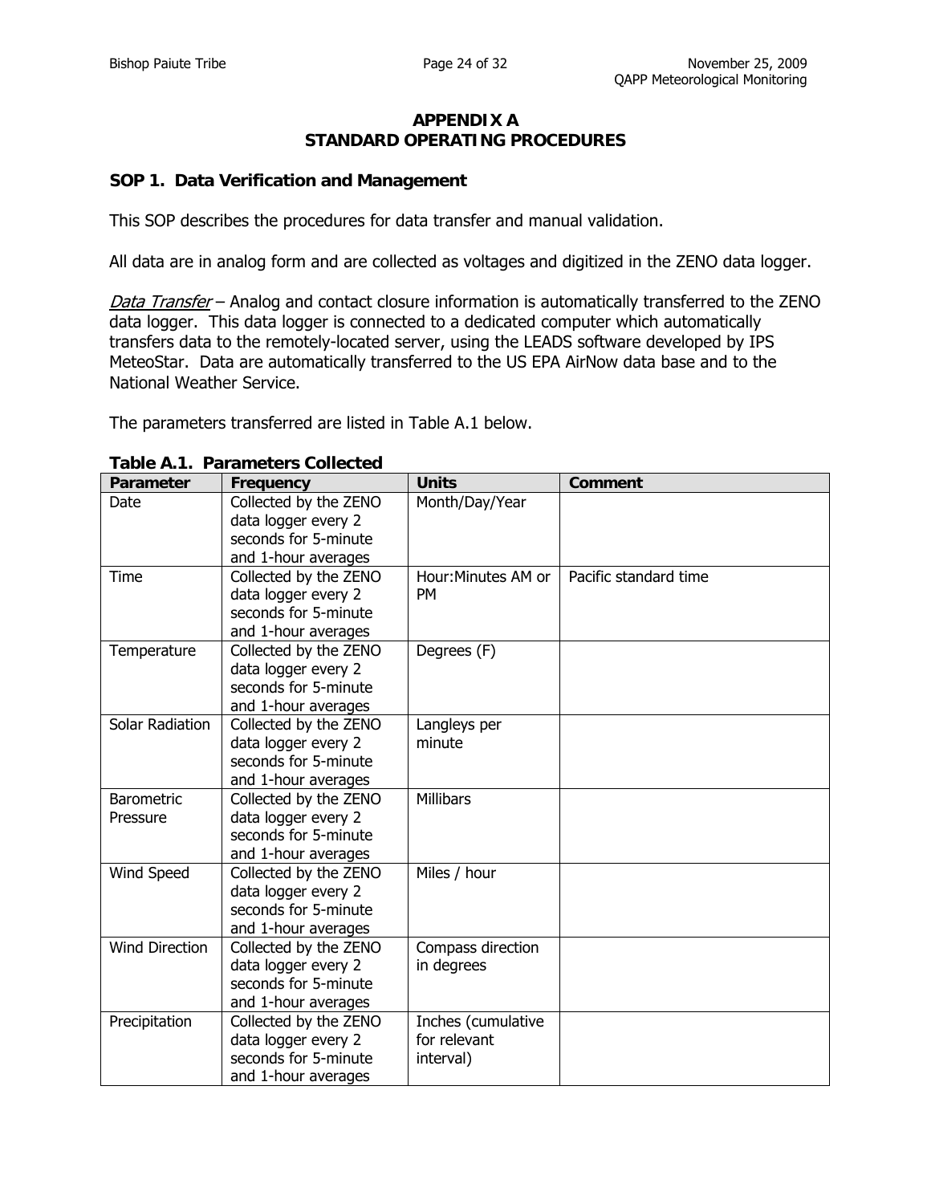## APPENDIX A
## STANDARD OPERATING PROCEDURES

### SOP 1. Data Verification and Management

This SOP describes the procedures for data transfer and manual validation.

All data are in analog form and are collected as voltages and digitized in the ZENO data logger.

*Data Transfer* – Analog and contact closure information is automatically transferred to the ZENO data logger. This data logger is connected to a dedicated computer which automatically transfers data to the remotely-located server, using the LEADS software developed by IPS MeteoStar. Data are automatically transferred to the US EPA AirNow data base and to the National Weather Service.

The parameters transferred are listed in Table A.1 below.

**Table A.1. Parameters Collected**

| Parameter | Frequency | Units | Comment |
|---|---|---|---|
| Date | Collected by the ZENO data logger every 2 seconds for 5-minute and 1-hour averages | Month/Day/Year | |
| Time | Collected by the ZENO data logger every 2 seconds for 5-minute and 1-hour averages | Hour:Minutes AM or PM | Pacific standard time |
| Temperature | Collected by the ZENO data logger every 2 seconds for 5-minute and 1-hour averages | Degrees (F) | |
| Solar Radiation | Collected by the ZENO data logger every 2 seconds for 5-minute and 1-hour averages | Langleys per minute | |
| Barometric Pressure | Collected by the ZENO data logger every 2 seconds for 5-minute and 1-hour averages | Millibars | |
| Wind Speed | Collected by the ZENO data logger every 2 seconds for 5-minute and 1-hour averages | Miles / hour | |
| Wind Direction | Collected by the ZENO data logger every 2 seconds for 5-minute and 1-hour averages | Compass direction in degrees | |
| Precipitation | Collected by the ZENO data logger every 2 seconds for 5-minute and 1-hour averages | Inches (cumulative for relevant interval) | |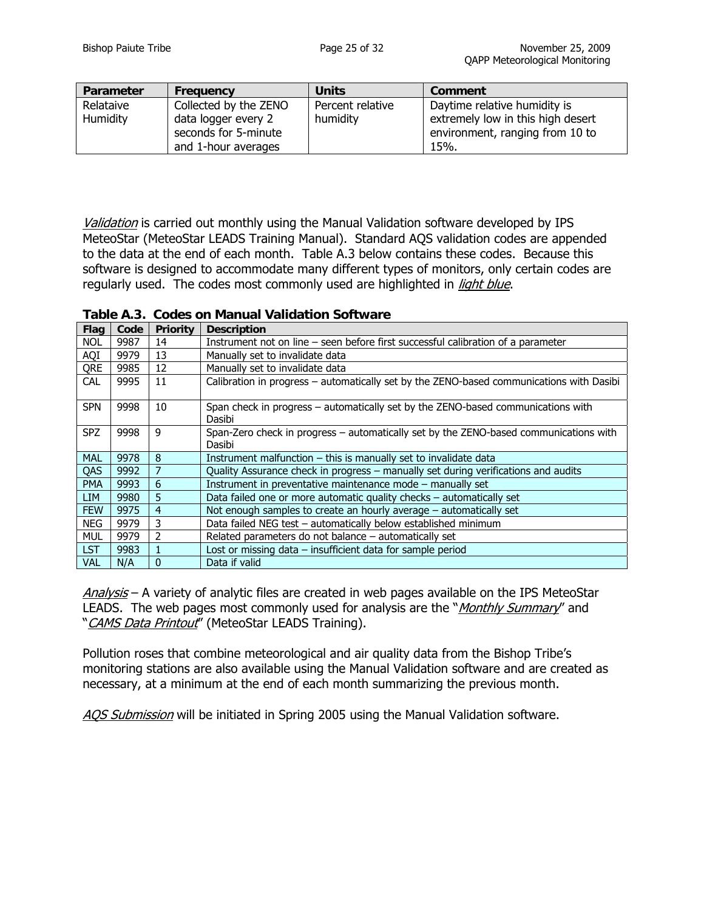| Parameter | Frequency | Units | Comment |
|---|---|---|---|
| Relataive Humidity | Collected by the ZENO data logger every 2 seconds for 5-minute and 1-hour averages | Percent relative humidity | Daytime relative humidity is extremely low in this high desert environment, ranging from 10 to 15%. |

*Validation* is carried out monthly using the Manual Validation software developed by IPS MeteoStar (MeteoStar LEADS Training Manual). Standard AQS validation codes are appended to the data at the end of each month. Table A.3 below contains these codes. Because this software is designed to accommodate many different types of monitors, only certain codes are regularly used. The codes most commonly used are highlighted in *light blue*.

**Table A.3. Codes on Manual Validation Software**

| Flag | Code | Priority | Description |
|---|---|---|---|
| NOL | 9987 | 14 | Instrument not on line – seen before first successful calibration of a parameter |
| AQI | 9979 | 13 | Manually set to invalidate data |
| QRE | 9985 | 12 | Manually set to invalidate data |
| CAL | 9995 | 11 | Calibration in progress – automatically set by the ZENO-based communications with Dasibi |
| SPN | 9998 | 10 | Span check in progress – automatically set by the ZENO-based communications with Dasibi |
| SPZ | 9998 | 9 | Span-Zero check in progress – automatically set by the ZENO-based communications with Dasibi |
| MAL | 9978 | 8 | Instrument malfunction – this is manually set to invalidate data |
| QAS | 9992 | 7 | Quality Assurance check in progress – manually set during verifications and audits |
| PMA | 9993 | 6 | Instrument in preventative maintenance mode – manually set |
| LIM | 9980 | 5 | Data failed one or more automatic quality checks – automatically set |
| FEW | 9975 | 4 | Not enough samples to create an hourly average – automatically set |
| NEG | 9979 | 3 | Data failed NEG test – automatically below established minimum |
| MUL | 9979 | 2 | Related parameters do not balance – automatically set |
| LST | 9983 | 1 | Lost or missing data – insufficient data for sample period |
| VAL | N/A | 0 | Data if valid |

*Analysis* – A variety of analytic files are created in web pages available on the IPS MeteoStar LEADS. The web pages most commonly used for analysis are the "*Monthly Summary*" and "*CAMS Data Printout*" (MeteoStar LEADS Training).

Pollution roses that combine meteorological and air quality data from the Bishop Tribe's monitoring stations are also available using the Manual Validation software and are created as necessary, at a minimum at the end of each month summarizing the previous month.

*AQS Submission* will be initiated in Spring 2005 using the Manual Validation software.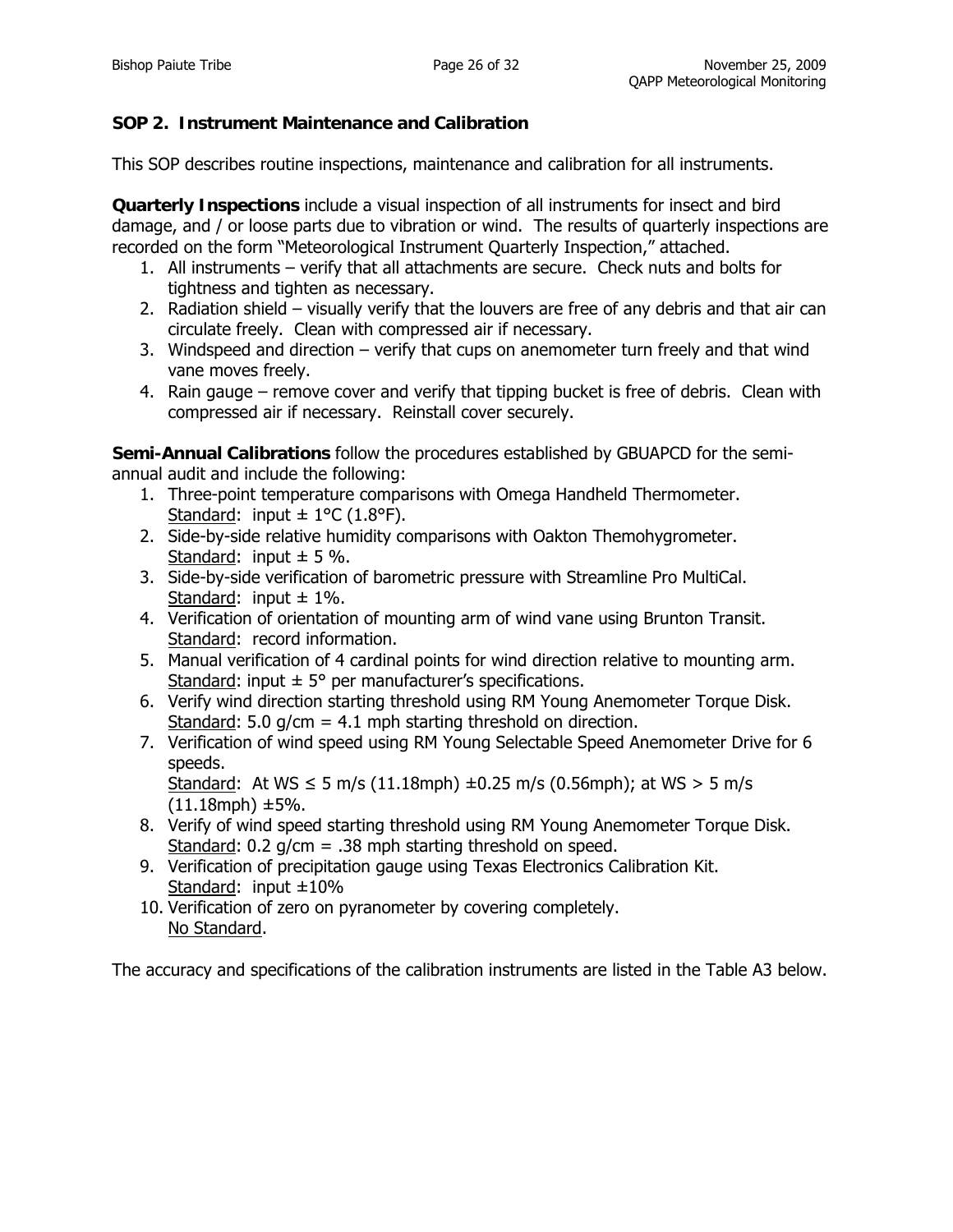## SOP 2. Instrument Maintenance and Calibration

This SOP describes routine inspections, maintenance and calibration for all instruments.

**Quarterly Inspections** include a visual inspection of all instruments for insect and bird damage, and / or loose parts due to vibration or wind. The results of quarterly inspections are recorded on the form "Meteorological Instrument Quarterly Inspection," attached.

1. All instruments – verify that all attachments are secure. Check nuts and bolts for tightness and tighten as necessary.
2. Radiation shield – visually verify that the louvers are free of any debris and that air can circulate freely. Clean with compressed air if necessary.
3. Windspeed and direction – verify that cups on anemometer turn freely and that wind vane moves freely.
4. Rain gauge – remove cover and verify that tipping bucket is free of debris. Clean with compressed air if necessary. Reinstall cover securely.

**Semi-Annual Calibrations** follow the procedures established by GBUAPCD for the semi-annual audit and include the following:

1. Three-point temperature comparisons with Omega Handheld Thermometer.
   <u>Standard</u>: input ± 1°C (1.8°F).
2. Side-by-side relative humidity comparisons with Oakton Themohygrometer.
   <u>Standard</u>: input ± 5 %.
3. Side-by-side verification of barometric pressure with Streamline Pro MultiCal.
   <u>Standard</u>: input ± 1%.
4. Verification of orientation of mounting arm of wind vane using Brunton Transit.
   <u>Standard</u>: record information.
5. Manual verification of 4 cardinal points for wind direction relative to mounting arm.
   <u>Standard</u>: input ± 5° per manufacturer's specifications.
6. Verify wind direction starting threshold using RM Young Anemometer Torque Disk.
   <u>Standard</u>: 5.0 g/cm = 4.1 mph starting threshold on direction.
7. Verification of wind speed using RM Young Selectable Speed Anemometer Drive for 6 speeds.
   <u>Standard</u>: At WS ≤ 5 m/s (11.18mph) ±0.25 m/s (0.56mph); at WS > 5 m/s (11.18mph) ±5%.
8. Verify of wind speed starting threshold using RM Young Anemometer Torque Disk.
   <u>Standard</u>: 0.2 g/cm = .38 mph starting threshold on speed.
9. Verification of precipitation gauge using Texas Electronics Calibration Kit.
   <u>Standard</u>: input ±10%
10. Verification of zero on pyranometer by covering completely.
    <u>No Standard</u>.

The accuracy and specifications of the calibration instruments are listed in the Table A3 below.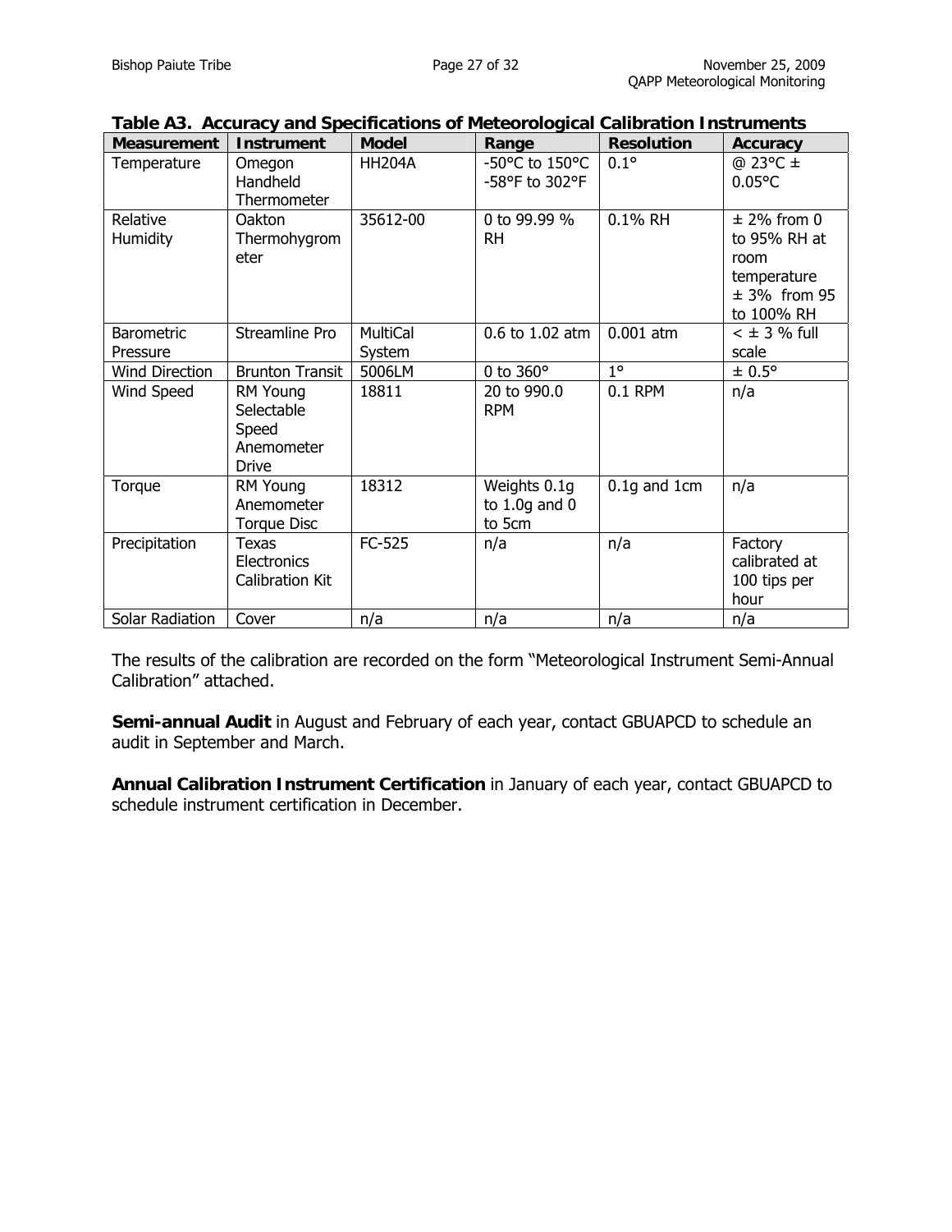**Table A3. Accuracy and Specifications of Meteorological Calibration Instruments**

| Measurement | Instrument | Model | Range | Resolution | Accuracy |
|---|---|---|---|---|---|
| Temperature | Omegon Handheld Thermometer | HH204A | -50°C to 150°C -58°F to 302°F | 0.1° | @ 23°C ± 0.05°C |
| Relative Humidity | Oakton Thermohygrometer | 35612-00 | 0 to 99.99 % RH | 0.1% RH | ± 2% from 0 to 95% RH at room temperature ± 3% from 95 to 100% RH |
| Barometric Pressure | Streamline Pro | MultiCal System | 0.6 to 1.02 atm | 0.001 atm | < ± 3 % full scale |
| Wind Direction | Brunton Transit | 5006LM | 0 to 360° | 1° | ± 0.5° |
| Wind Speed | RM Young Selectable Speed Anemometer Drive | 18811 | 20 to 990.0 RPM | 0.1 RPM | n/a |
| Torque | RM Young Anemometer Torque Disc | 18312 | Weights 0.1g to 1.0g and 0 to 5cm | 0.1g and 1cm | n/a |
| Precipitation | Texas Electronics Calibration Kit | FC-525 | n/a | n/a | Factory calibrated at 100 tips per hour |
| Solar Radiation | Cover | n/a | n/a | n/a | n/a |

The results of the calibration are recorded on the form "Meteorological Instrument Semi-Annual Calibration" attached.

**Semi-annual Audit** in August and February of each year, contact GBUAPCD to schedule an audit in September and March.

**Annual Calibration Instrument Certification** in January of each year, contact GBUAPCD to schedule instrument certification in December.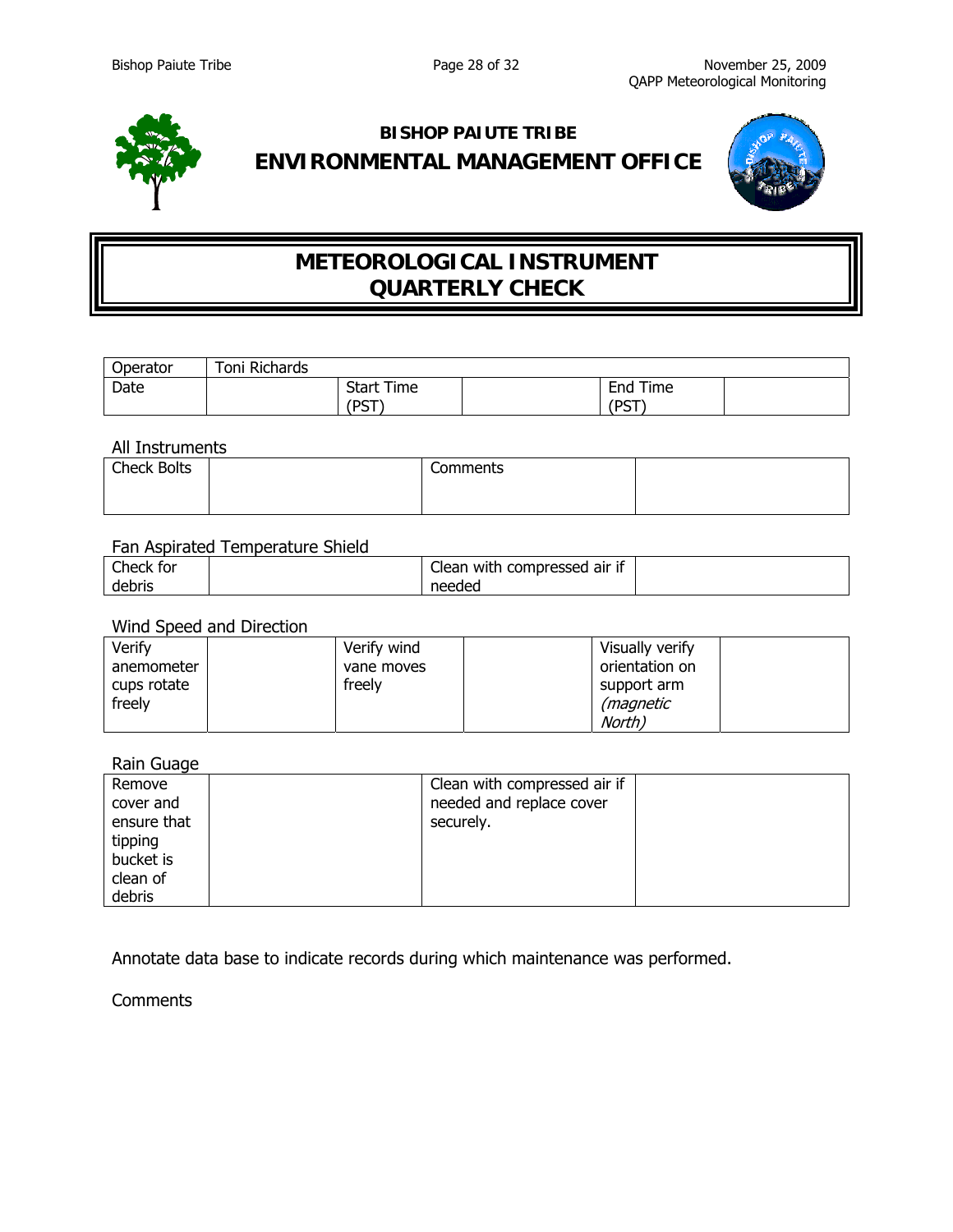**BISHOP PAIUTE TRIBE**

**ENVIRONMENTAL MANAGEMENT OFFICE**

# METEOROLOGICAL INSTRUMENT QUARTERLY CHECK

| Operator | Toni Richards | | | | |
|---|---|---|---|---|---|
| Date | | Start Time (PST) | | End Time (PST) | |

All Instruments

| Check Bolts | | Comments | |
|---|---|---|---|

Fan Aspirated Temperature Shield

| Check for debris | | Clean with compressed air if needed | |
|---|---|---|---|

Wind Speed and Direction

| Verify anemometer cups rotate freely | | Verify wind vane moves freely | | Visually verify orientation on support arm *(magnetic North)* | |
|---|---|---|---|---|---|

Rain Guage

| Remove cover and ensure that tipping bucket is clean of debris | | Clean with compressed air if needed and replace cover securely. | |
|---|---|---|---|

Annotate data base to indicate records during which maintenance was performed.

Comments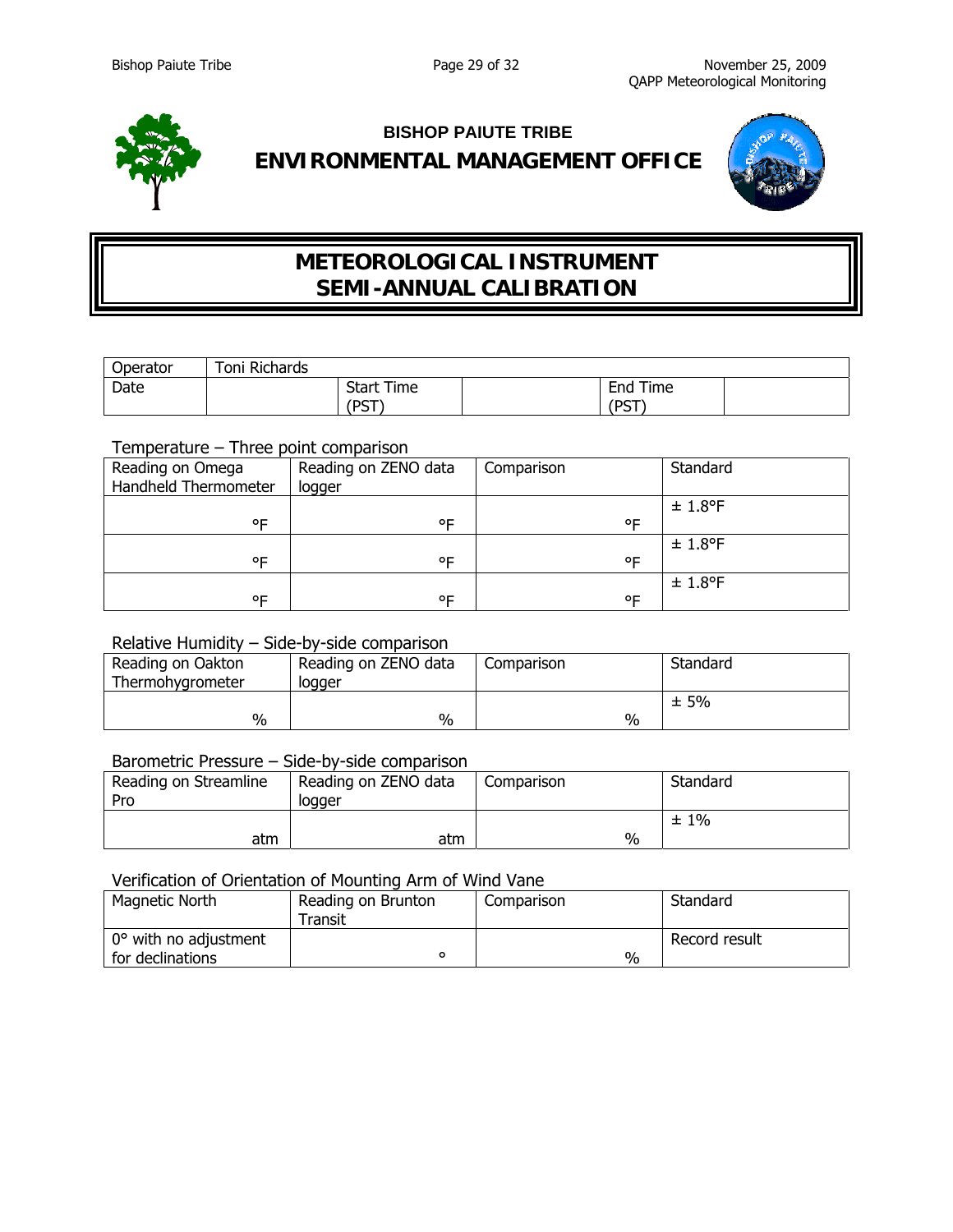### BISHOP PAIUTE TRIBE

## ENVIRONMENTAL MANAGEMENT OFFICE

# METEOROLOGICAL INSTRUMENT SEMI-ANNUAL CALIBRATION

| Operator | Toni Richards | | | | |
|---|---|---|---|---|---|
| Date | | Start Time (PST) | | End Time (PST) | |

Temperature – Three point comparison

| Reading on Omega Handheld Thermometer | Reading on ZENO data logger | Comparison | Standard |
|---|---|---|---|
| °F | °F | °F | ± 1.8°F |
| °F | °F | °F | ± 1.8°F |
| °F | °F | °F | ± 1.8°F |

Relative Humidity – Side-by-side comparison

| Reading on Oakton Thermohygrometer | Reading on ZENO data logger | Comparison | Standard |
|---|---|---|---|
| % | % | % | ± 5% |

Barometric Pressure – Side-by-side comparison

| Reading on Streamline Pro | Reading on ZENO data logger | Comparison | Standard |
|---|---|---|---|
| atm | atm | % | ± 1% |

Verification of Orientation of Mounting Arm of Wind Vane

| Magnetic North | Reading on Brunton Transit | Comparison | Standard |
|---|---|---|---|
| 0° with no adjustment for declinations | ° | % | Record result |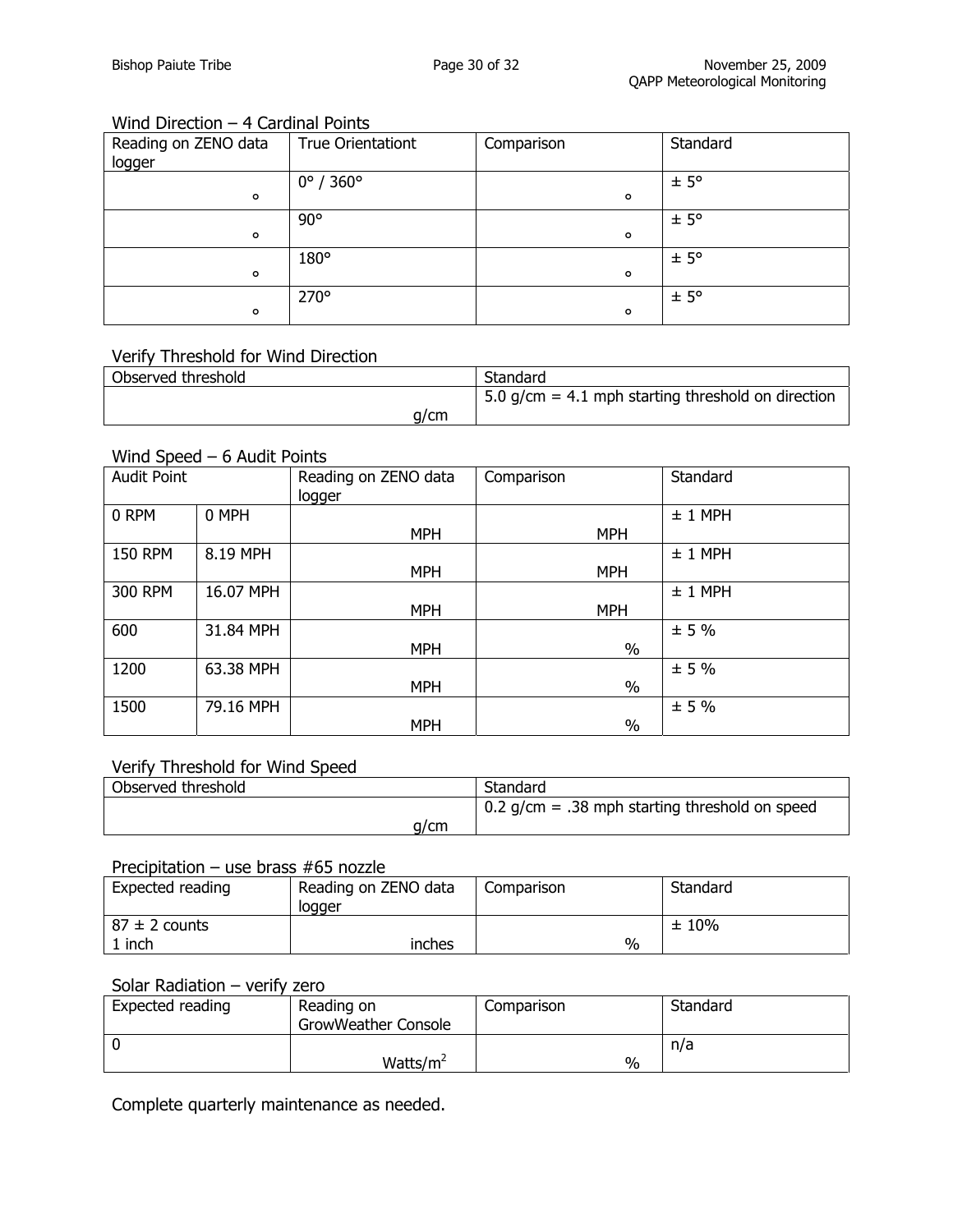Wind Direction – 4 Cardinal Points

| Reading on ZENO data logger | True Orientationt | Comparison | Standard |
|---|---|---|---|
| ° | 0° / 360° | ° | ± 5° |
| ° | 90° | ° | ± 5° |
| ° | 180° | ° | ± 5° |
| ° | 270° | ° | ± 5° |

Verify Threshold for Wind Direction

| Observed threshold | Standard |
|---|---|
| g/cm | 5.0 g/cm = 4.1 mph starting threshold on direction |

Wind Speed – 6 Audit Points

| Audit Point | | Reading on ZENO data logger | Comparison | Standard |
|---|---|---|---|---|
| 0 RPM | 0 MPH | MPH | MPH | ± 1 MPH |
| 150 RPM | 8.19 MPH | MPH | MPH | ± 1 MPH |
| 300 RPM | 16.07 MPH | MPH | MPH | ± 1 MPH |
| 600 | 31.84 MPH | MPH | % | ± 5 % |
| 1200 | 63.38 MPH | MPH | % | ± 5 % |
| 1500 | 79.16 MPH | MPH | % | ± 5 % |

Verify Threshold for Wind Speed

| Observed threshold | Standard |
|---|---|
| g/cm | 0.2 g/cm = .38 mph starting threshold on speed |

Precipitation – use brass #65 nozzle

| Expected reading | Reading on ZENO data logger | Comparison | Standard |
|---|---|---|---|
| 87 ± 2 counts<br>1 inch | inches | % | ± 10% |

Solar Radiation – verify zero

| Expected reading | Reading on GrowWeather Console | Comparison | Standard |
|---|---|---|---|
| 0 | Watts/$m^2$ | % | n/a |

Complete quarterly maintenance as needed.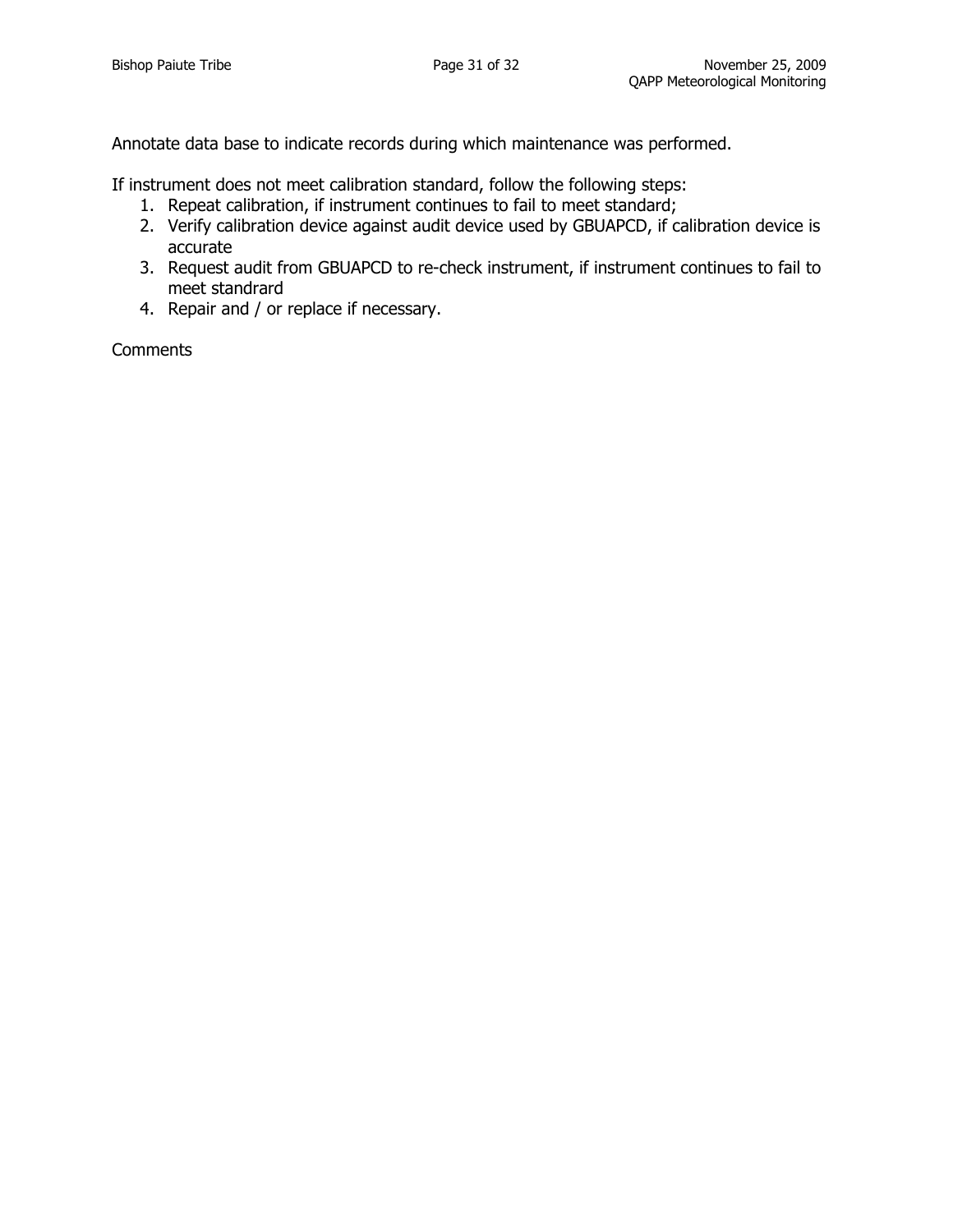Annotate data base to indicate records during which maintenance was performed.

If instrument does not meet calibration standard, follow the following steps:

1. Repeat calibration, if instrument continues to fail to meet standard;
2. Verify calibration device against audit device used by GBUAPCD, if calibration device is accurate
3. Request audit from GBUAPCD to re-check instrument, if instrument continues to fail to meet standrard
4. Repair and / or replace if necessary.

Comments